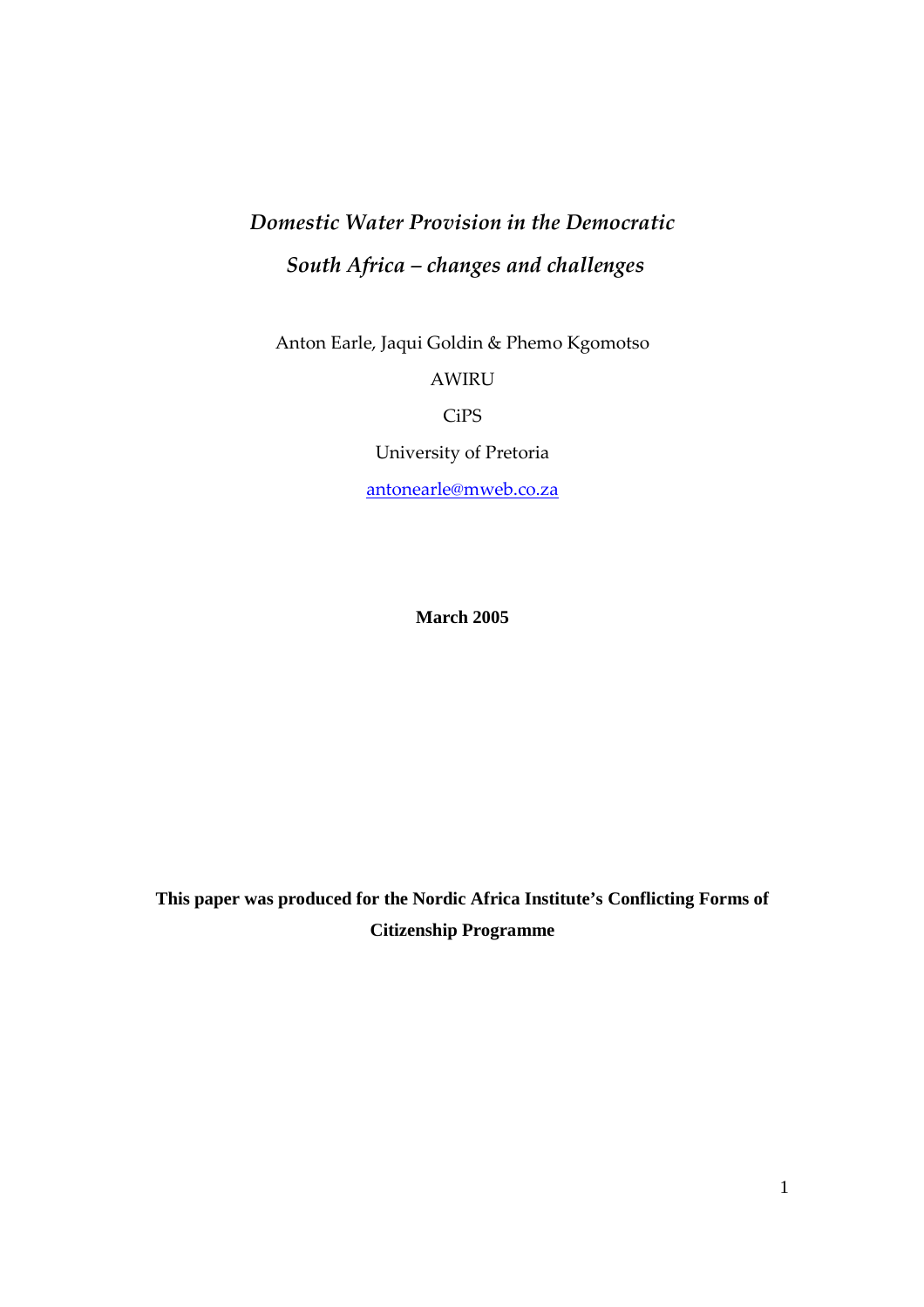# *Domestic Water Provision in the Democratic South Africa – changes and challenges*

Anton Earle, Jaqui Goldin & Phemo Kgomotso

AWIRU

CiPS

University of Pretoria

antonearle@mweb.co.za

**March 2005**

**This paper was produced for the Nordic Africa Institute's Conflicting Forms of Citizenship Programme**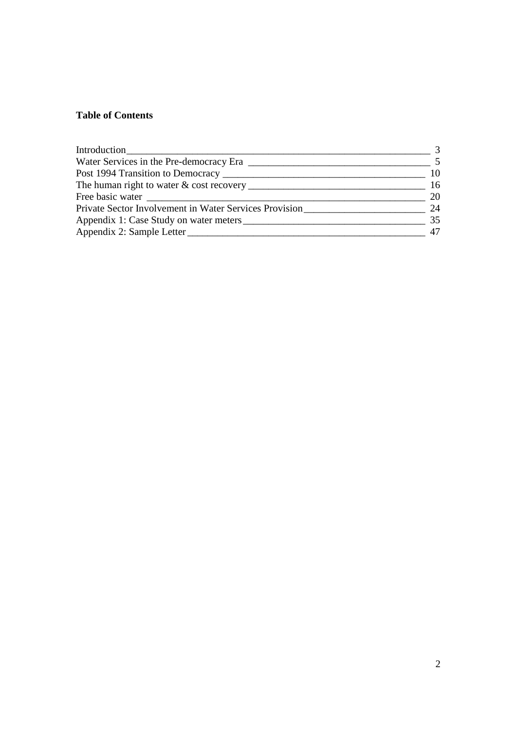**Table of Contents**

| | |
|---|---|
| Introduction | 3 |
| Water Services in the Pre-democracy Era | 5 |
| Post 1994 Transition to Democracy | 10 |
| The human right to water & cost recovery | 16 |
| Free basic water | 20 |
| Private Sector Involvement in Water Services Provision | 24 |
| Appendix 1: Case Study on water meters | 35 |
| Appendix 2: Sample Letter | 47 |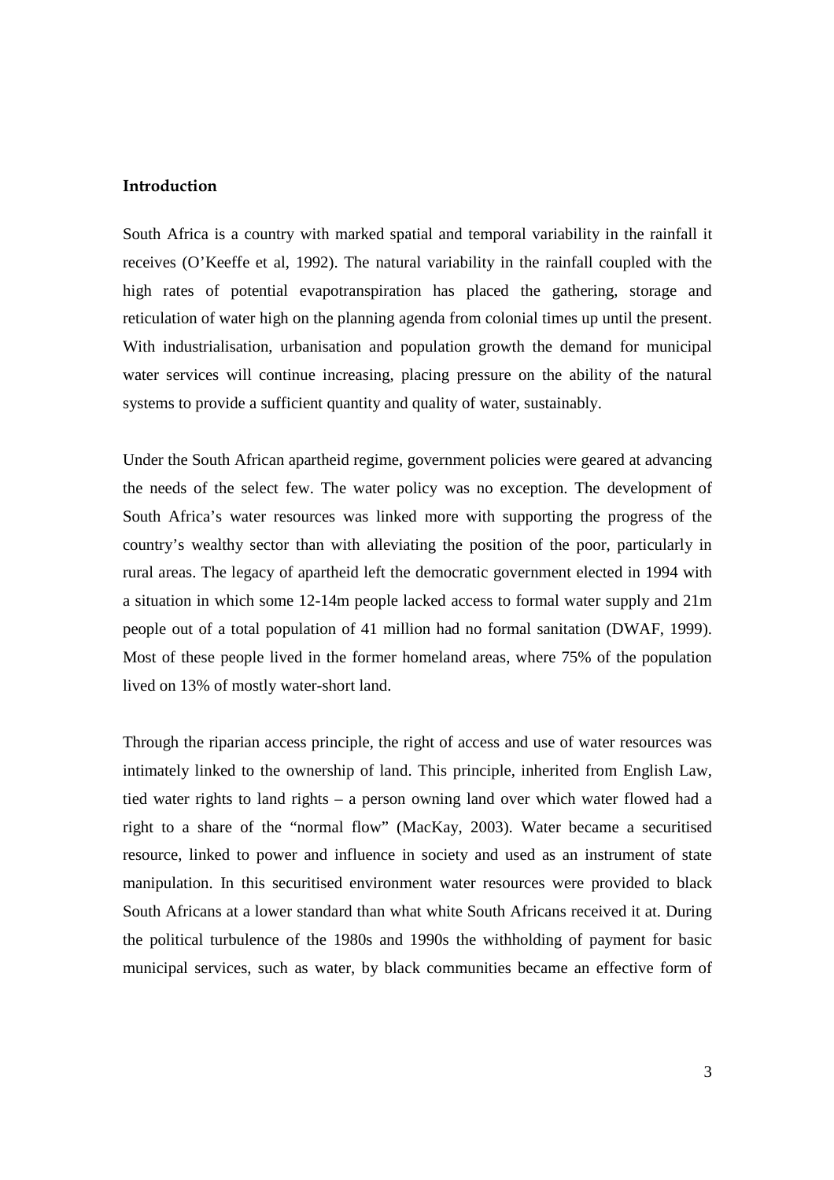## Introduction

South Africa is a country with marked spatial and temporal variability in the rainfall it receives (O'Keeffe et al, 1992). The natural variability in the rainfall coupled with the high rates of potential evapotranspiration has placed the gathering, storage and reticulation of water high on the planning agenda from colonial times up until the present. With industrialisation, urbanisation and population growth the demand for municipal water services will continue increasing, placing pressure on the ability of the natural systems to provide a sufficient quantity and quality of water, sustainably.

Under the South African apartheid regime, government policies were geared at advancing the needs of the select few. The water policy was no exception. The development of South Africa's water resources was linked more with supporting the progress of the country's wealthy sector than with alleviating the position of the poor, particularly in rural areas. The legacy of apartheid left the democratic government elected in 1994 with a situation in which some 12-14m people lacked access to formal water supply and 21m people out of a total population of 41 million had no formal sanitation (DWAF, 1999). Most of these people lived in the former homeland areas, where 75% of the population lived on 13% of mostly water-short land.

Through the riparian access principle, the right of access and use of water resources was intimately linked to the ownership of land. This principle, inherited from English Law, tied water rights to land rights – a person owning land over which water flowed had a right to a share of the "normal flow" (MacKay, 2003). Water became a securitised resource, linked to power and influence in society and used as an instrument of state manipulation. In this securitised environment water resources were provided to black South Africans at a lower standard than what white South Africans received it at. During the political turbulence of the 1980s and 1990s the withholding of payment for basic municipal services, such as water, by black communities became an effective form of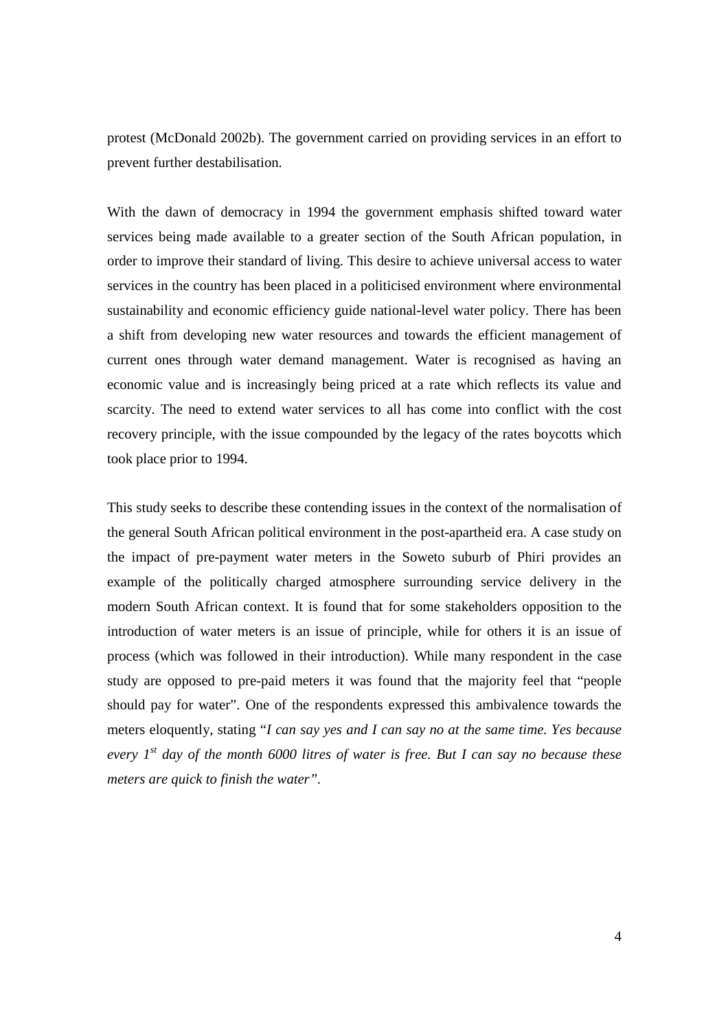protest (McDonald 2002b). The government carried on providing services in an effort to prevent further destabilisation.

With the dawn of democracy in 1994 the government emphasis shifted toward water services being made available to a greater section of the South African population, in order to improve their standard of living. This desire to achieve universal access to water services in the country has been placed in a politicised environment where environmental sustainability and economic efficiency guide national-level water policy. There has been a shift from developing new water resources and towards the efficient management of current ones through water demand management. Water is recognised as having an economic value and is increasingly being priced at a rate which reflects its value and scarcity. The need to extend water services to all has come into conflict with the cost recovery principle, with the issue compounded by the legacy of the rates boycotts which took place prior to 1994.

This study seeks to describe these contending issues in the context of the normalisation of the general South African political environment in the post-apartheid era. A case study on the impact of pre-payment water meters in the Soweto suburb of Phiri provides an example of the politically charged atmosphere surrounding service delivery in the modern South African context. It is found that for some stakeholders opposition to the introduction of water meters is an issue of principle, while for others it is an issue of process (which was followed in their introduction). While many respondent in the case study are opposed to pre-paid meters it was found that the majority feel that "people should pay for water". One of the respondents expressed this ambivalence towards the meters eloquently, stating "*I can say yes and I can say no at the same time. Yes because every 1st day of the month 6000 litres of water is free. But I can say no because these meters are quick to finish the water"*.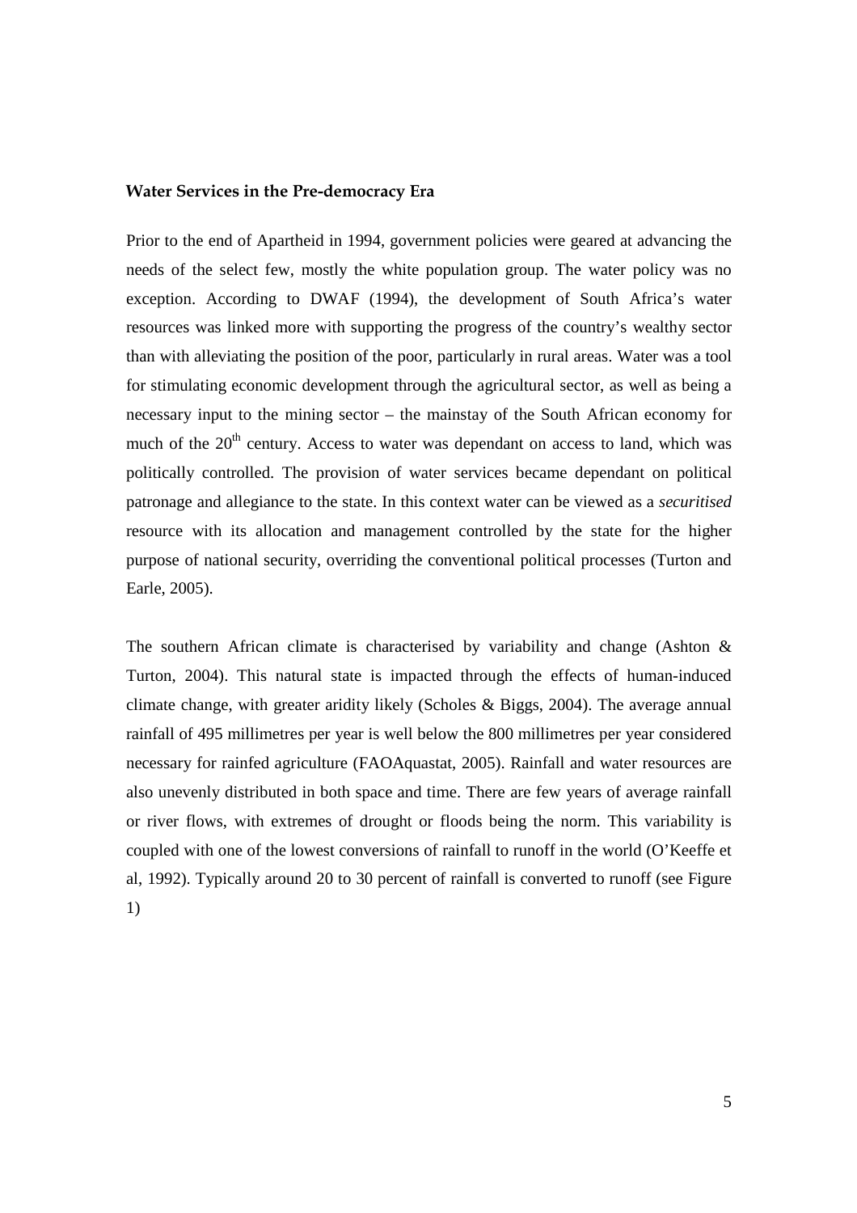## Water Services in the Pre-democracy Era

Prior to the end of Apartheid in 1994, government policies were geared at advancing the needs of the select few, mostly the white population group. The water policy was no exception. According to DWAF (1994), the development of South Africa's water resources was linked more with supporting the progress of the country's wealthy sector than with alleviating the position of the poor, particularly in rural areas. Water was a tool for stimulating economic development through the agricultural sector, as well as being a necessary input to the mining sector – the mainstay of the South African economy for much of the 20th century. Access to water was dependant on access to land, which was politically controlled. The provision of water services became dependant on political patronage and allegiance to the state. In this context water can be viewed as a *securitised* resource with its allocation and management controlled by the state for the higher purpose of national security, overriding the conventional political processes (Turton and Earle, 2005).

The southern African climate is characterised by variability and change (Ashton & Turton, 2004). This natural state is impacted through the effects of human-induced climate change, with greater aridity likely (Scholes & Biggs, 2004). The average annual rainfall of 495 millimetres per year is well below the 800 millimetres per year considered necessary for rainfed agriculture (FAOAquastat, 2005). Rainfall and water resources are also unevenly distributed in both space and time. There are few years of average rainfall or river flows, with extremes of drought or floods being the norm. This variability is coupled with one of the lowest conversions of rainfall to runoff in the world (O'Keeffe et al, 1992). Typically around 20 to 30 percent of rainfall is converted to runoff (see Figure 1)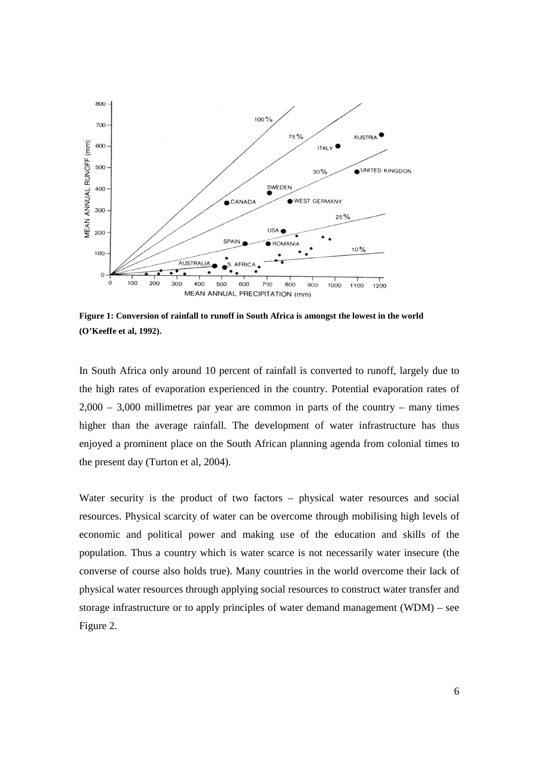**Figure 1: Conversion of rainfall to runoff in South Africa is amongst the lowest in the world (O'Keeffe et al, 1992).**

In South Africa only around 10 percent of rainfall is converted to runoff, largely due to the high rates of evaporation experienced in the country. Potential evaporation rates of 2,000 – 3,000 millimetres par year are common in parts of the country – many times higher than the average rainfall. The development of water infrastructure has thus enjoyed a prominent place on the South African planning agenda from colonial times to the present day (Turton et al, 2004).

Water security is the product of two factors – physical water resources and social resources. Physical scarcity of water can be overcome through mobilising high levels of economic and political power and making use of the education and skills of the population. Thus a country which is water scarce is not necessarily water insecure (the converse of course also holds true). Many countries in the world overcome their lack of physical water resources through applying social resources to construct water transfer and storage infrastructure or to apply principles of water demand management (WDM) – see Figure 2.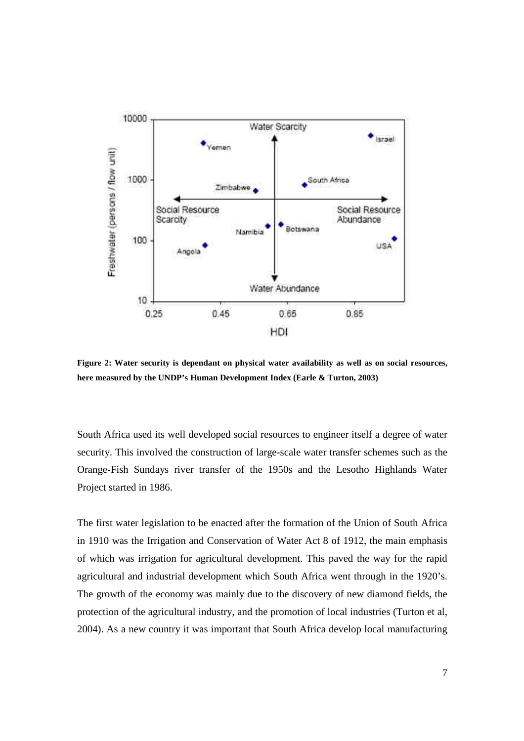**Figure 2: Water security is dependant on physical water availability as well as on social resources, here measured by the UNDP's Human Development Index (Earle & Turton, 2003)**

South Africa used its well developed social resources to engineer itself a degree of water security. This involved the construction of large-scale water transfer schemes such as the Orange-Fish Sundays river transfer of the 1950s and the Lesotho Highlands Water Project started in 1986.

The first water legislation to be enacted after the formation of the Union of South Africa in 1910 was the Irrigation and Conservation of Water Act 8 of 1912, the main emphasis of which was irrigation for agricultural development. This paved the way for the rapid agricultural and industrial development which South Africa went through in the 1920's. The growth of the economy was mainly due to the discovery of new diamond fields, the protection of the agricultural industry, and the promotion of local industries (Turton et al, 2004). As a new country it was important that South Africa develop local manufacturing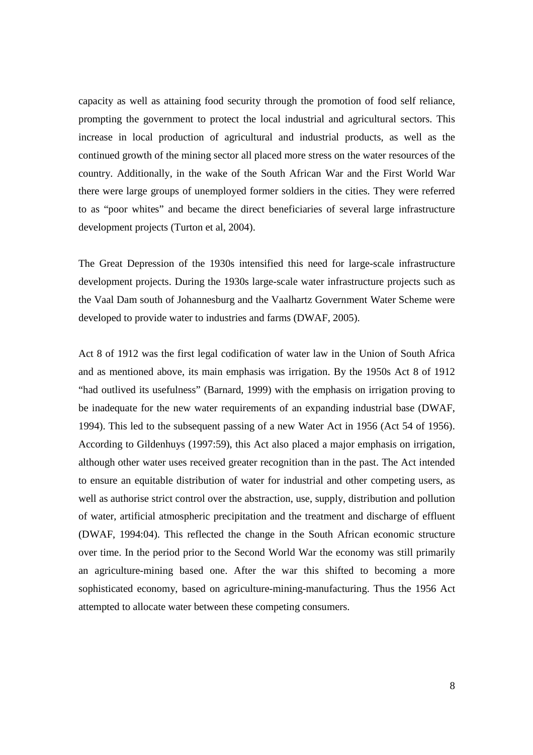capacity as well as attaining food security through the promotion of food self reliance, prompting the government to protect the local industrial and agricultural sectors. This increase in local production of agricultural and industrial products, as well as the continued growth of the mining sector all placed more stress on the water resources of the country. Additionally, in the wake of the South African War and the First World War there were large groups of unemployed former soldiers in the cities. They were referred to as "poor whites" and became the direct beneficiaries of several large infrastructure development projects (Turton et al, 2004).

The Great Depression of the 1930s intensified this need for large-scale infrastructure development projects. During the 1930s large-scale water infrastructure projects such as the Vaal Dam south of Johannesburg and the Vaalhartz Government Water Scheme were developed to provide water to industries and farms (DWAF, 2005).

Act 8 of 1912 was the first legal codification of water law in the Union of South Africa and as mentioned above, its main emphasis was irrigation. By the 1950s Act 8 of 1912 "had outlived its usefulness" (Barnard, 1999) with the emphasis on irrigation proving to be inadequate for the new water requirements of an expanding industrial base (DWAF, 1994). This led to the subsequent passing of a new Water Act in 1956 (Act 54 of 1956). According to Gildenhuys (1997:59), this Act also placed a major emphasis on irrigation, although other water uses received greater recognition than in the past. The Act intended to ensure an equitable distribution of water for industrial and other competing users, as well as authorise strict control over the abstraction, use, supply, distribution and pollution of water, artificial atmospheric precipitation and the treatment and discharge of effluent (DWAF, 1994:04). This reflected the change in the South African economic structure over time. In the period prior to the Second World War the economy was still primarily an agriculture-mining based one. After the war this shifted to becoming a more sophisticated economy, based on agriculture-mining-manufacturing. Thus the 1956 Act attempted to allocate water between these competing consumers.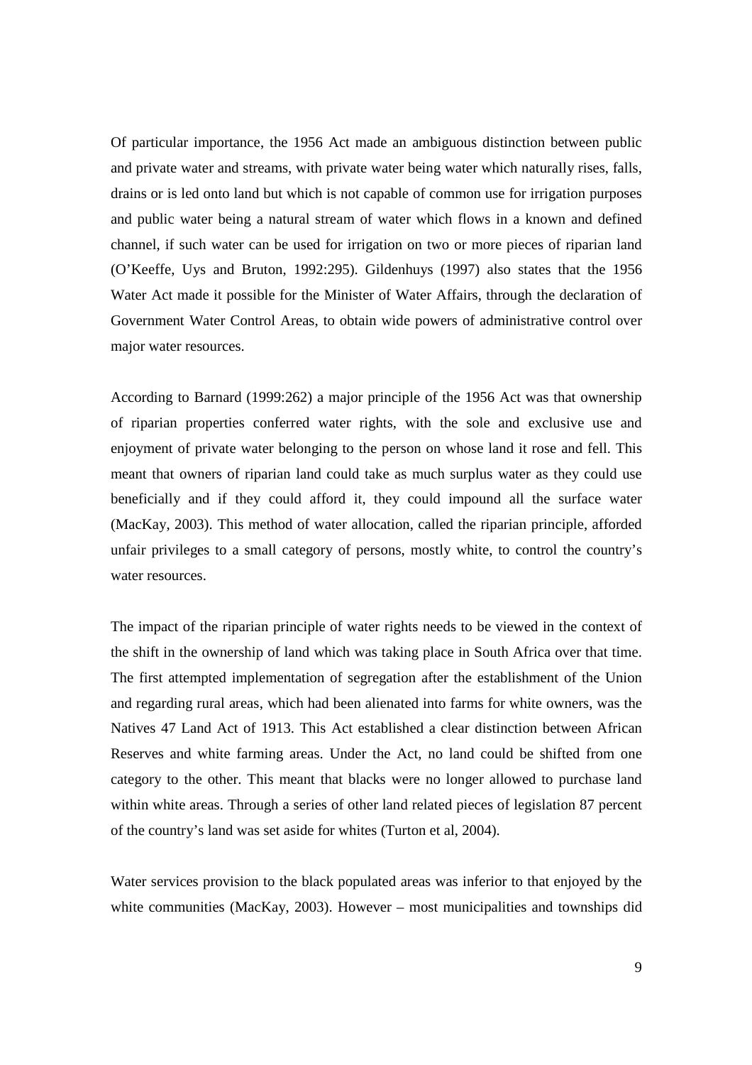Of particular importance, the 1956 Act made an ambiguous distinction between public and private water and streams, with private water being water which naturally rises, falls, drains or is led onto land but which is not capable of common use for irrigation purposes and public water being a natural stream of water which flows in a known and defined channel, if such water can be used for irrigation on two or more pieces of riparian land (O'Keeffe, Uys and Bruton, 1992:295). Gildenhuys (1997) also states that the 1956 Water Act made it possible for the Minister of Water Affairs, through the declaration of Government Water Control Areas, to obtain wide powers of administrative control over major water resources.

According to Barnard (1999:262) a major principle of the 1956 Act was that ownership of riparian properties conferred water rights, with the sole and exclusive use and enjoyment of private water belonging to the person on whose land it rose and fell. This meant that owners of riparian land could take as much surplus water as they could use beneficially and if they could afford it, they could impound all the surface water (MacKay, 2003). This method of water allocation, called the riparian principle, afforded unfair privileges to a small category of persons, mostly white, to control the country's water resources.

The impact of the riparian principle of water rights needs to be viewed in the context of the shift in the ownership of land which was taking place in South Africa over that time. The first attempted implementation of segregation after the establishment of the Union and regarding rural areas, which had been alienated into farms for white owners, was the Natives 47 Land Act of 1913. This Act established a clear distinction between African Reserves and white farming areas. Under the Act, no land could be shifted from one category to the other. This meant that blacks were no longer allowed to purchase land within white areas. Through a series of other land related pieces of legislation 87 percent of the country's land was set aside for whites (Turton et al, 2004).

Water services provision to the black populated areas was inferior to that enjoyed by the white communities (MacKay, 2003). However – most municipalities and townships did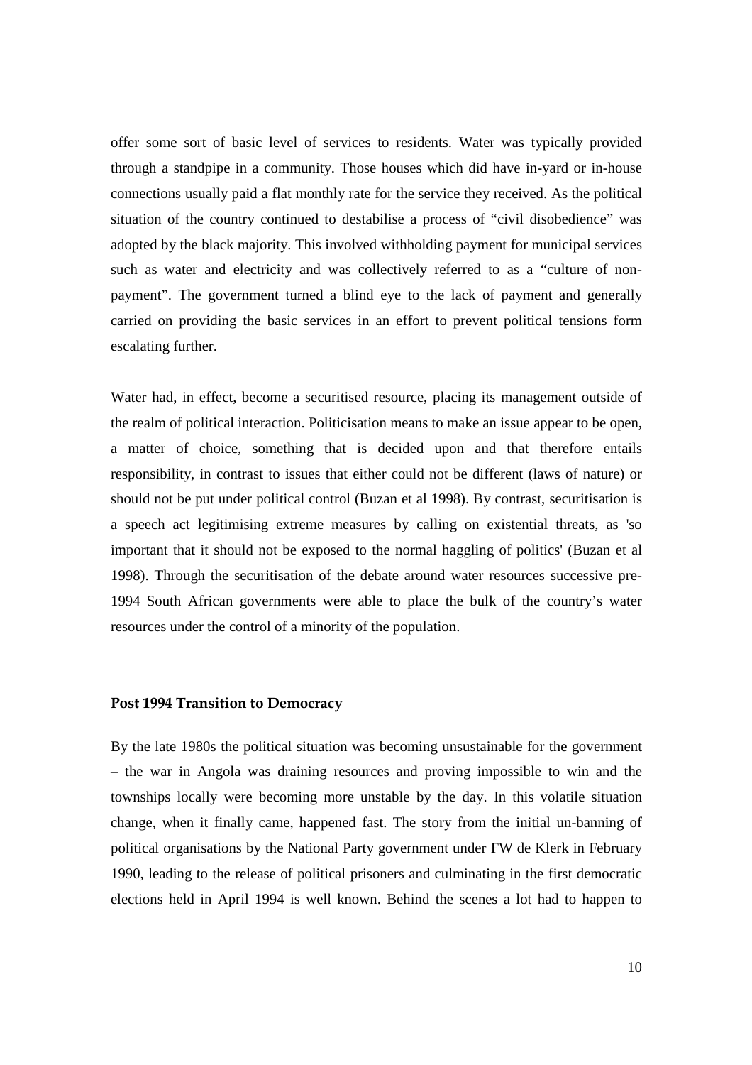offer some sort of basic level of services to residents. Water was typically provided through a standpipe in a community. Those houses which did have in-yard or in-house connections usually paid a flat monthly rate for the service they received. As the political situation of the country continued to destabilise a process of "civil disobedience" was adopted by the black majority. This involved withholding payment for municipal services such as water and electricity and was collectively referred to as a "culture of non-payment". The government turned a blind eye to the lack of payment and generally carried on providing the basic services in an effort to prevent political tensions form escalating further.

Water had, in effect, become a securitised resource, placing its management outside of the realm of political interaction. Politicisation means to make an issue appear to be open, a matter of choice, something that is decided upon and that therefore entails responsibility, in contrast to issues that either could not be different (laws of nature) or should not be put under political control (Buzan et al 1998). By contrast, securitisation is a speech act legitimising extreme measures by calling on existential threats, as 'so important that it should not be exposed to the normal haggling of politics' (Buzan et al 1998). Through the securitisation of the debate around water resources successive pre-1994 South African governments were able to place the bulk of the country's water resources under the control of a minority of the population.

## Post 1994 Transition to Democracy

By the late 1980s the political situation was becoming unsustainable for the government – the war in Angola was draining resources and proving impossible to win and the townships locally were becoming more unstable by the day. In this volatile situation change, when it finally came, happened fast. The story from the initial un-banning of political organisations by the National Party government under FW de Klerk in February 1990, leading to the release of political prisoners and culminating in the first democratic elections held in April 1994 is well known. Behind the scenes a lot had to happen to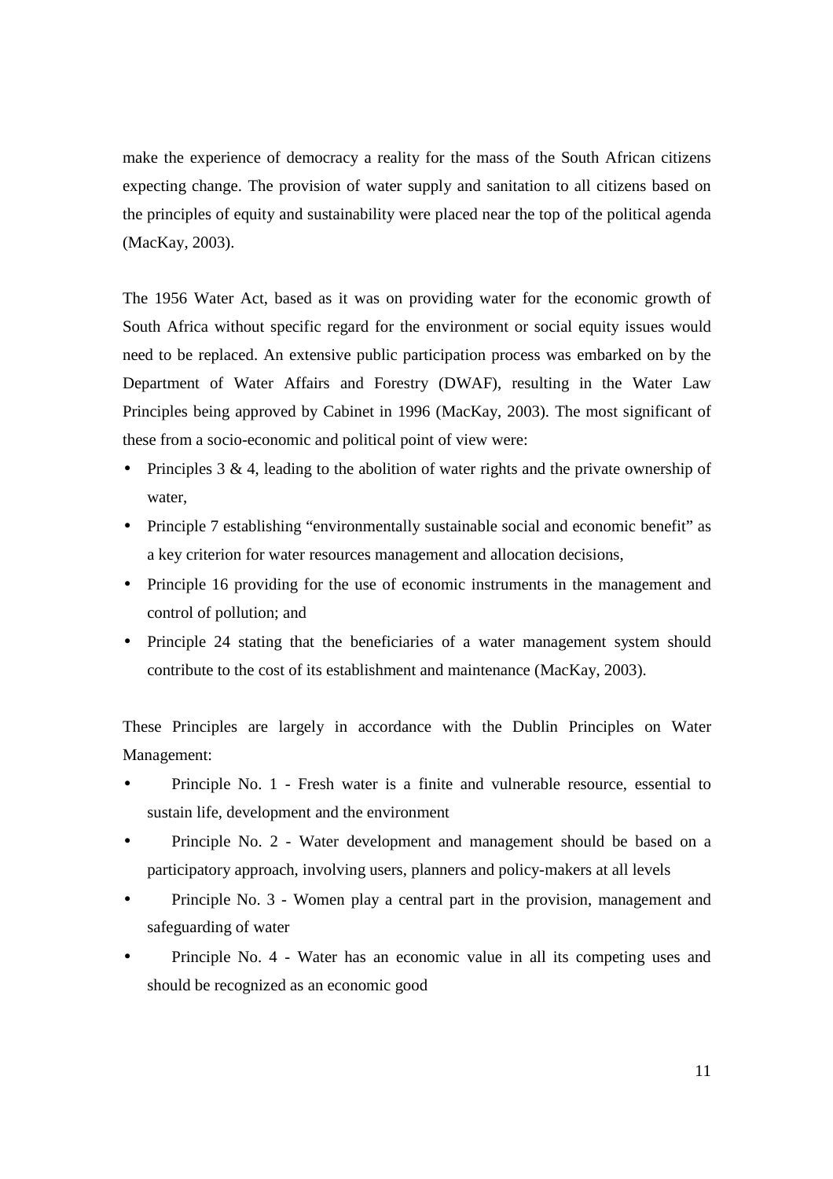make the experience of democracy a reality for the mass of the South African citizens expecting change. The provision of water supply and sanitation to all citizens based on the principles of equity and sustainability were placed near the top of the political agenda (MacKay, 2003).

The 1956 Water Act, based as it was on providing water for the economic growth of South Africa without specific regard for the environment or social equity issues would need to be replaced. An extensive public participation process was embarked on by the Department of Water Affairs and Forestry (DWAF), resulting in the Water Law Principles being approved by Cabinet in 1996 (MacKay, 2003). The most significant of these from a socio-economic and political point of view were:

- Principles 3 & 4, leading to the abolition of water rights and the private ownership of water,
- Principle 7 establishing "environmentally sustainable social and economic benefit" as a key criterion for water resources management and allocation decisions,
- Principle 16 providing for the use of economic instruments in the management and control of pollution; and
- Principle 24 stating that the beneficiaries of a water management system should contribute to the cost of its establishment and maintenance (MacKay, 2003).

These Principles are largely in accordance with the Dublin Principles on Water Management:

- Principle No. 1 - Fresh water is a finite and vulnerable resource, essential to sustain life, development and the environment
- Principle No. 2 - Water development and management should be based on a participatory approach, involving users, planners and policy-makers at all levels
- Principle No. 3 - Women play a central part in the provision, management and safeguarding of water
- Principle No. 4 - Water has an economic value in all its competing uses and should be recognized as an economic good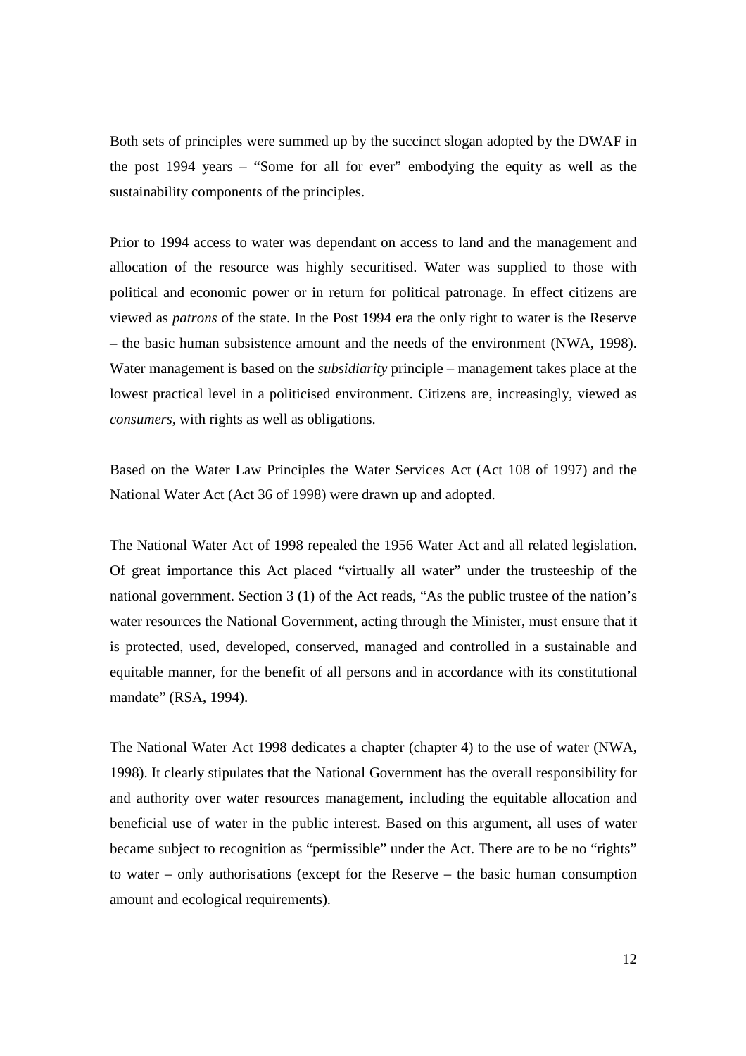Both sets of principles were summed up by the succinct slogan adopted by the DWAF in the post 1994 years – "Some for all for ever" embodying the equity as well as the sustainability components of the principles.

Prior to 1994 access to water was dependant on access to land and the management and allocation of the resource was highly securitised. Water was supplied to those with political and economic power or in return for political patronage. In effect citizens are viewed as *patrons* of the state. In the Post 1994 era the only right to water is the Reserve – the basic human subsistence amount and the needs of the environment (NWA, 1998). Water management is based on the *subsidiarity* principle – management takes place at the lowest practical level in a politicised environment. Citizens are, increasingly, viewed as *consumers*, with rights as well as obligations.

Based on the Water Law Principles the Water Services Act (Act 108 of 1997) and the National Water Act (Act 36 of 1998) were drawn up and adopted.

The National Water Act of 1998 repealed the 1956 Water Act and all related legislation. Of great importance this Act placed "virtually all water" under the trusteeship of the national government. Section 3 (1) of the Act reads, "As the public trustee of the nation's water resources the National Government, acting through the Minister, must ensure that it is protected, used, developed, conserved, managed and controlled in a sustainable and equitable manner, for the benefit of all persons and in accordance with its constitutional mandate" (RSA, 1994).

The National Water Act 1998 dedicates a chapter (chapter 4) to the use of water (NWA, 1998). It clearly stipulates that the National Government has the overall responsibility for and authority over water resources management, including the equitable allocation and beneficial use of water in the public interest. Based on this argument, all uses of water became subject to recognition as "permissible" under the Act. There are to be no "rights" to water – only authorisations (except for the Reserve – the basic human consumption amount and ecological requirements).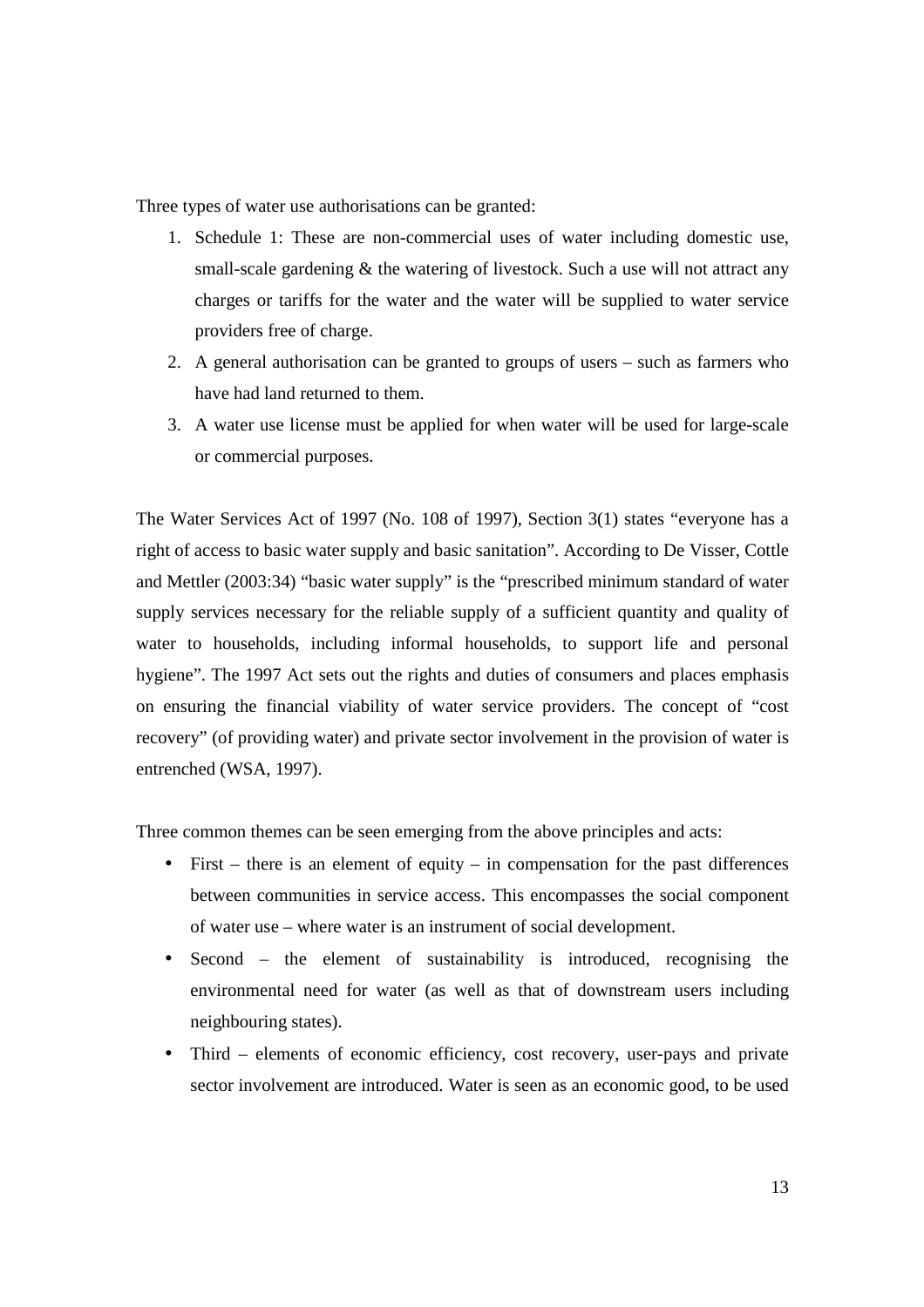Three types of water use authorisations can be granted:

1. Schedule 1: These are non-commercial uses of water including domestic use, small-scale gardening & the watering of livestock. Such a use will not attract any charges or tariffs for the water and the water will be supplied to water service providers free of charge.
2. A general authorisation can be granted to groups of users – such as farmers who have had land returned to them.
3. A water use license must be applied for when water will be used for large-scale or commercial purposes.

The Water Services Act of 1997 (No. 108 of 1997), Section 3(1) states "everyone has a right of access to basic water supply and basic sanitation". According to De Visser, Cottle and Mettler (2003:34) "basic water supply" is the "prescribed minimum standard of water supply services necessary for the reliable supply of a sufficient quantity and quality of water to households, including informal households, to support life and personal hygiene". The 1997 Act sets out the rights and duties of consumers and places emphasis on ensuring the financial viability of water service providers. The concept of "cost recovery" (of providing water) and private sector involvement in the provision of water is entrenched (WSA, 1997).

Three common themes can be seen emerging from the above principles and acts:

- First – there is an element of equity – in compensation for the past differences between communities in service access. This encompasses the social component of water use – where water is an instrument of social development.
- Second – the element of sustainability is introduced, recognising the environmental need for water (as well as that of downstream users including neighbouring states).
- Third – elements of economic efficiency, cost recovery, user-pays and private sector involvement are introduced. Water is seen as an economic good, to be used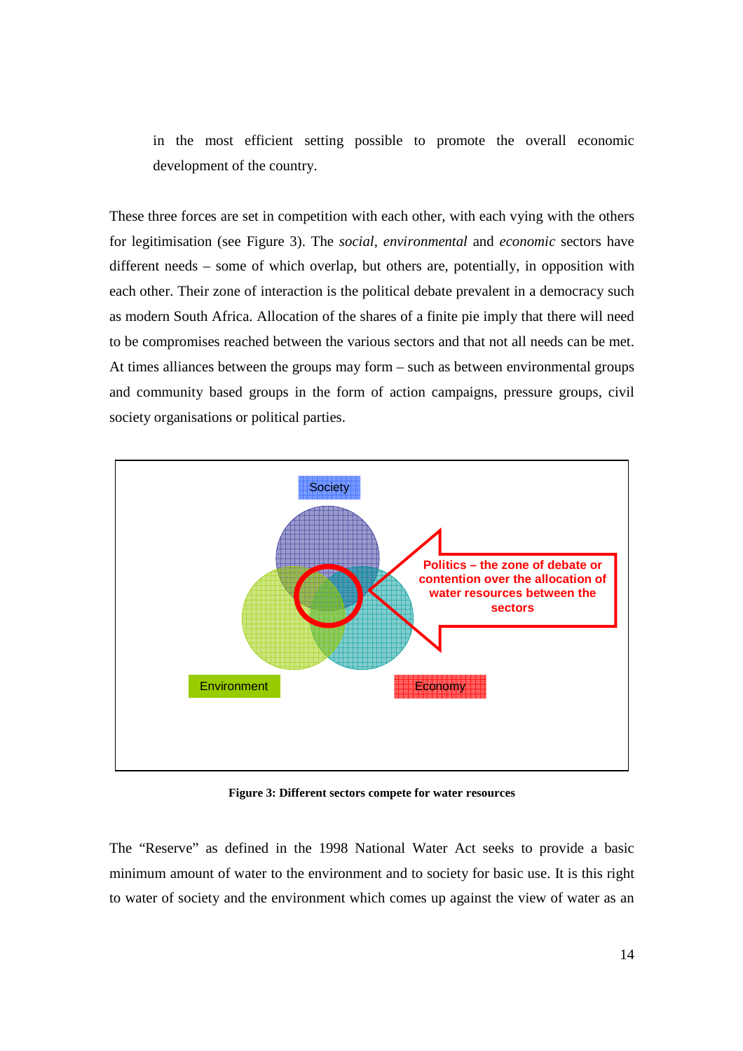in the most efficient setting possible to promote the overall economic development of the country.

These three forces are set in competition with each other, with each vying with the others for legitimisation (see Figure 3). The *social*, *environmental* and *economic* sectors have different needs – some of which overlap, but others are, potentially, in opposition with each other. Their zone of interaction is the political debate prevalent in a democracy such as modern South Africa. Allocation of the shares of a finite pie imply that there will need to be compromises reached between the various sectors and that not all needs can be met. At times alliances between the groups may form – such as between environmental groups and community based groups in the form of action campaigns, pressure groups, civil society organisations or political parties.

Society

Politics – the zone of debate or contention over the allocation of water resources between the sectors

Environment

Economy

**Figure 3: Different sectors compete for water resources**

The "Reserve" as defined in the 1998 National Water Act seeks to provide a basic minimum amount of water to the environment and to society for basic use. It is this right to water of society and the environment which comes up against the view of water as an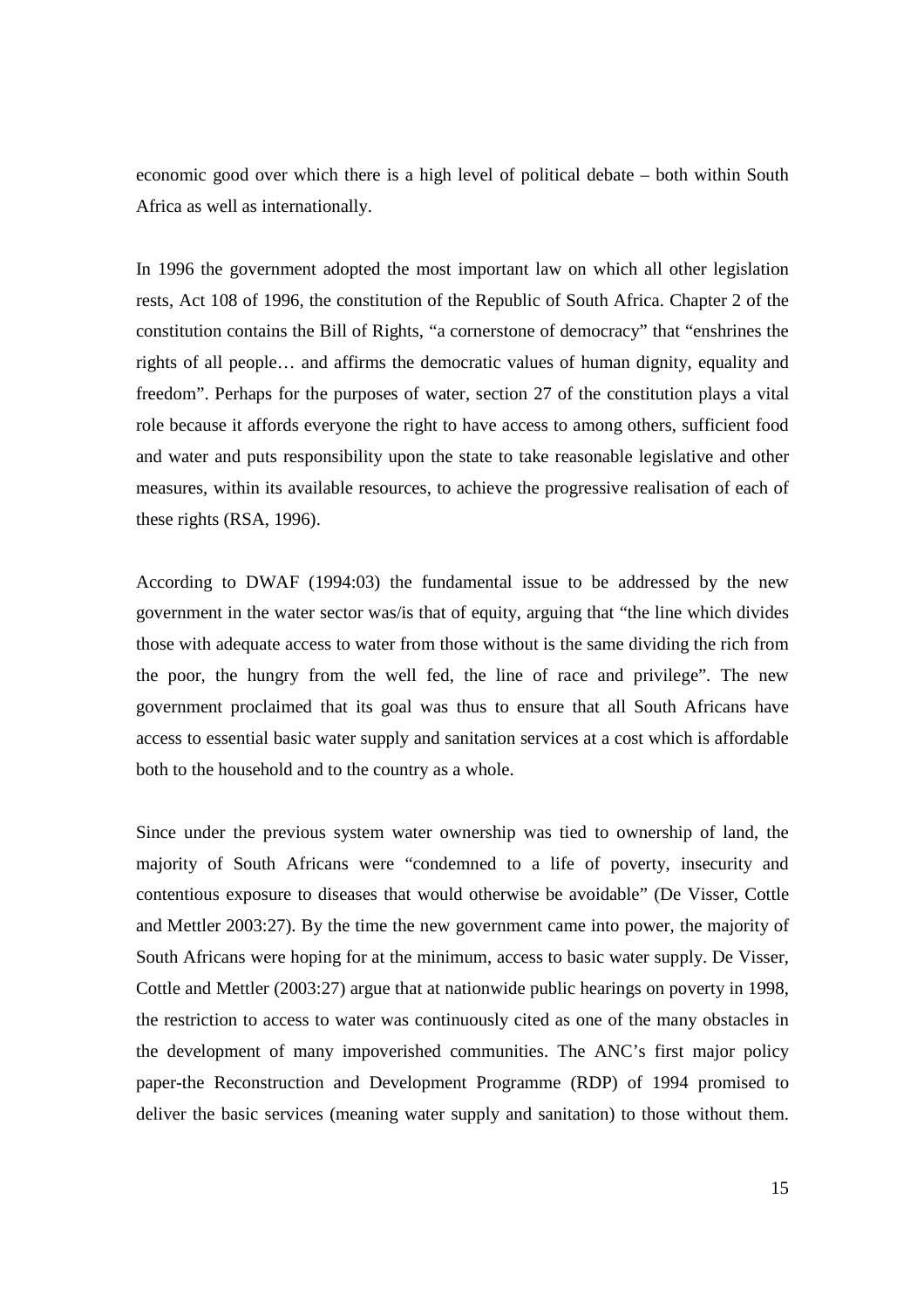economic good over which there is a high level of political debate – both within South Africa as well as internationally.

In 1996 the government adopted the most important law on which all other legislation rests, Act 108 of 1996, the constitution of the Republic of South Africa. Chapter 2 of the constitution contains the Bill of Rights, "a cornerstone of democracy" that "enshrines the rights of all people… and affirms the democratic values of human dignity, equality and freedom". Perhaps for the purposes of water, section 27 of the constitution plays a vital role because it affords everyone the right to have access to among others, sufficient food and water and puts responsibility upon the state to take reasonable legislative and other measures, within its available resources, to achieve the progressive realisation of each of these rights (RSA, 1996).

According to DWAF (1994:03) the fundamental issue to be addressed by the new government in the water sector was/is that of equity, arguing that "the line which divides those with adequate access to water from those without is the same dividing the rich from the poor, the hungry from the well fed, the line of race and privilege". The new government proclaimed that its goal was thus to ensure that all South Africans have access to essential basic water supply and sanitation services at a cost which is affordable both to the household and to the country as a whole.

Since under the previous system water ownership was tied to ownership of land, the majority of South Africans were "condemned to a life of poverty, insecurity and contentious exposure to diseases that would otherwise be avoidable" (De Visser, Cottle and Mettler 2003:27). By the time the new government came into power, the majority of South Africans were hoping for at the minimum, access to basic water supply. De Visser, Cottle and Mettler (2003:27) argue that at nationwide public hearings on poverty in 1998, the restriction to access to water was continuously cited as one of the many obstacles in the development of many impoverished communities. The ANC's first major policy paper-the Reconstruction and Development Programme (RDP) of 1994 promised to deliver the basic services (meaning water supply and sanitation) to those without them.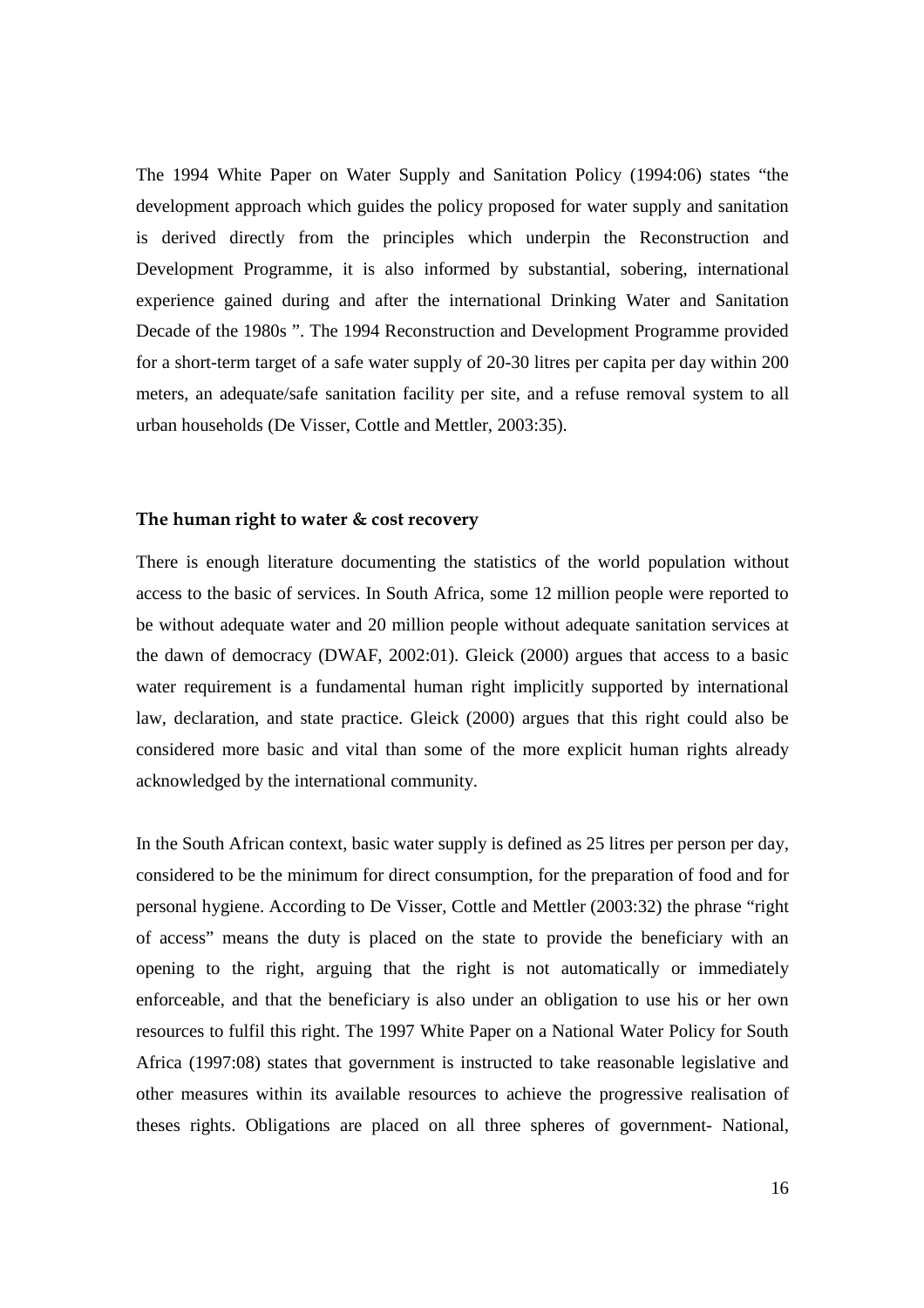The 1994 White Paper on Water Supply and Sanitation Policy (1994:06) states "the development approach which guides the policy proposed for water supply and sanitation is derived directly from the principles which underpin the Reconstruction and Development Programme, it is also informed by substantial, sobering, international experience gained during and after the international Drinking Water and Sanitation Decade of the 1980s ". The 1994 Reconstruction and Development Programme provided for a short-term target of a safe water supply of 20-30 litres per capita per day within 200 meters, an adequate/safe sanitation facility per site, and a refuse removal system to all urban households (De Visser, Cottle and Mettler, 2003:35).

### The human right to water & cost recovery

There is enough literature documenting the statistics of the world population without access to the basic of services. In South Africa, some 12 million people were reported to be without adequate water and 20 million people without adequate sanitation services at the dawn of democracy (DWAF, 2002:01). Gleick (2000) argues that access to a basic water requirement is a fundamental human right implicitly supported by international law, declaration, and state practice. Gleick (2000) argues that this right could also be considered more basic and vital than some of the more explicit human rights already acknowledged by the international community.

In the South African context, basic water supply is defined as 25 litres per person per day, considered to be the minimum for direct consumption, for the preparation of food and for personal hygiene. According to De Visser, Cottle and Mettler (2003:32) the phrase "right of access" means the duty is placed on the state to provide the beneficiary with an opening to the right, arguing that the right is not automatically or immediately enforceable, and that the beneficiary is also under an obligation to use his or her own resources to fulfil this right. The 1997 White Paper on a National Water Policy for South Africa (1997:08) states that government is instructed to take reasonable legislative and other measures within its available resources to achieve the progressive realisation of theses rights. Obligations are placed on all three spheres of government- National,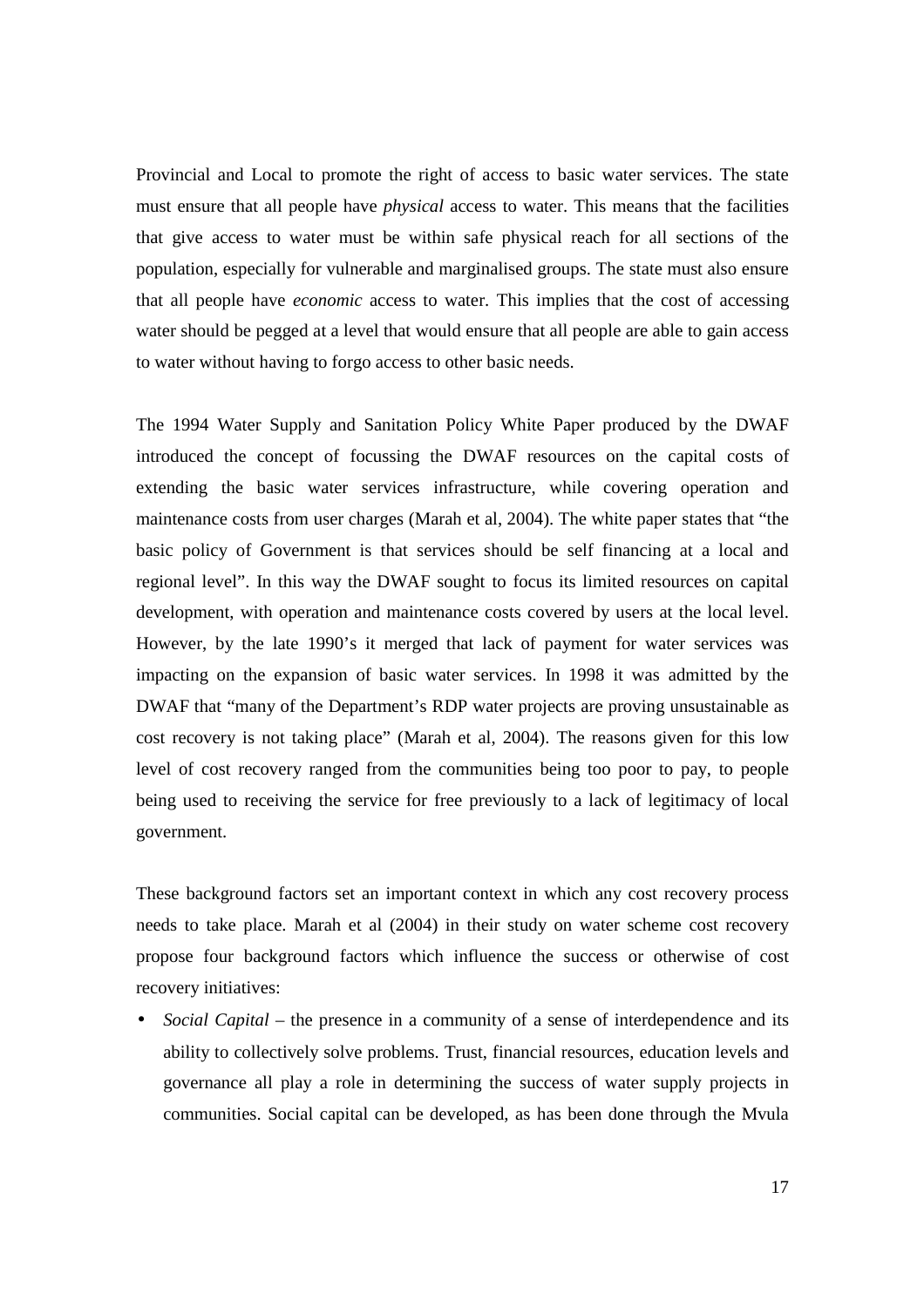Provincial and Local to promote the right of access to basic water services. The state must ensure that all people have *physical* access to water. This means that the facilities that give access to water must be within safe physical reach for all sections of the population, especially for vulnerable and marginalised groups. The state must also ensure that all people have *economic* access to water. This implies that the cost of accessing water should be pegged at a level that would ensure that all people are able to gain access to water without having to forgo access to other basic needs.

The 1994 Water Supply and Sanitation Policy White Paper produced by the DWAF introduced the concept of focussing the DWAF resources on the capital costs of extending the basic water services infrastructure, while covering operation and maintenance costs from user charges (Marah et al, 2004). The white paper states that "the basic policy of Government is that services should be self financing at a local and regional level". In this way the DWAF sought to focus its limited resources on capital development, with operation and maintenance costs covered by users at the local level. However, by the late 1990's it merged that lack of payment for water services was impacting on the expansion of basic water services. In 1998 it was admitted by the DWAF that "many of the Department's RDP water projects are proving unsustainable as cost recovery is not taking place" (Marah et al, 2004). The reasons given for this low level of cost recovery ranged from the communities being too poor to pay, to people being used to receiving the service for free previously to a lack of legitimacy of local government.

These background factors set an important context in which any cost recovery process needs to take place. Marah et al (2004) in their study on water scheme cost recovery propose four background factors which influence the success or otherwise of cost recovery initiatives:

- *Social Capital* – the presence in a community of a sense of interdependence and its ability to collectively solve problems. Trust, financial resources, education levels and governance all play a role in determining the success of water supply projects in communities. Social capital can be developed, as has been done through the Mvula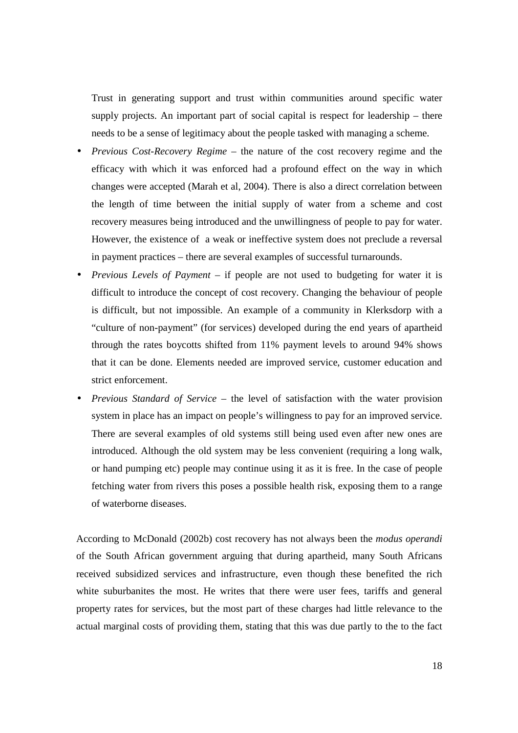Trust in generating support and trust within communities around specific water supply projects. An important part of social capital is respect for leadership – there needs to be a sense of legitimacy about the people tasked with managing a scheme.

- *Previous Cost-Recovery Regime* – the nature of the cost recovery regime and the efficacy with which it was enforced had a profound effect on the way in which changes were accepted (Marah et al, 2004). There is also a direct correlation between the length of time between the initial supply of water from a scheme and cost recovery measures being introduced and the unwillingness of people to pay for water. However, the existence of a weak or ineffective system does not preclude a reversal in payment practices – there are several examples of successful turnarounds.
- *Previous Levels of Payment* – if people are not used to budgeting for water it is difficult to introduce the concept of cost recovery. Changing the behaviour of people is difficult, but not impossible. An example of a community in Klerksdorp with a "culture of non-payment" (for services) developed during the end years of apartheid through the rates boycotts shifted from 11% payment levels to around 94% shows that it can be done. Elements needed are improved service, customer education and strict enforcement.
- *Previous Standard of Service* – the level of satisfaction with the water provision system in place has an impact on people's willingness to pay for an improved service. There are several examples of old systems still being used even after new ones are introduced. Although the old system may be less convenient (requiring a long walk, or hand pumping etc) people may continue using it as it is free. In the case of people fetching water from rivers this poses a possible health risk, exposing them to a range of waterborne diseases.

According to McDonald (2002b) cost recovery has not always been the *modus operandi* of the South African government arguing that during apartheid, many South Africans received subsidized services and infrastructure, even though these benefited the rich white suburbanites the most. He writes that there were user fees, tariffs and general property rates for services, but the most part of these charges had little relevance to the actual marginal costs of providing them, stating that this was due partly to the to the fact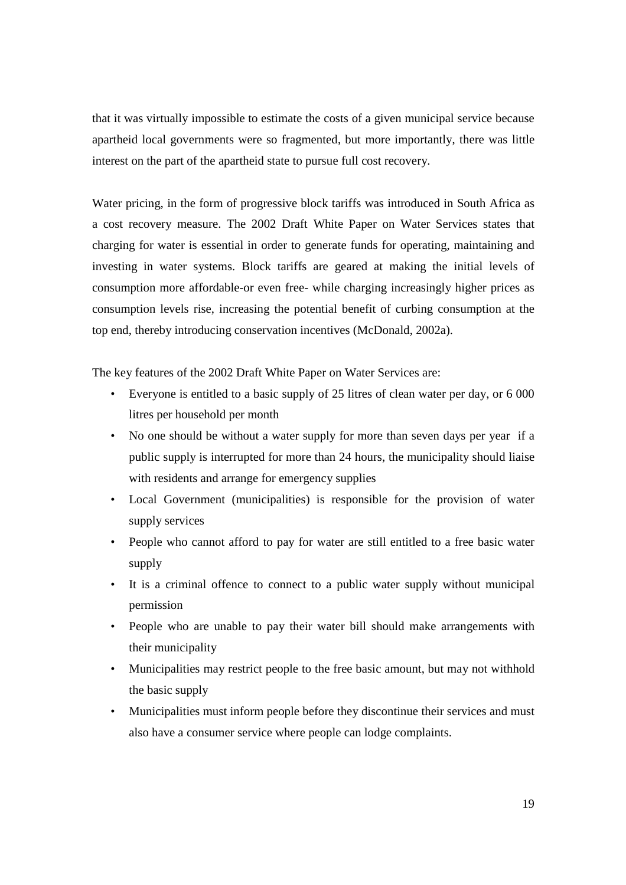that it was virtually impossible to estimate the costs of a given municipal service because apartheid local governments were so fragmented, but more importantly, there was little interest on the part of the apartheid state to pursue full cost recovery.

Water pricing, in the form of progressive block tariffs was introduced in South Africa as a cost recovery measure. The 2002 Draft White Paper on Water Services states that charging for water is essential in order to generate funds for operating, maintaining and investing in water systems. Block tariffs are geared at making the initial levels of consumption more affordable-or even free- while charging increasingly higher prices as consumption levels rise, increasing the potential benefit of curbing consumption at the top end, thereby introducing conservation incentives (McDonald, 2002a).

The key features of the 2002 Draft White Paper on Water Services are:

- Everyone is entitled to a basic supply of 25 litres of clean water per day, or 6 000 litres per household per month
- No one should be without a water supply for more than seven days per year if a public supply is interrupted for more than 24 hours, the municipality should liaise with residents and arrange for emergency supplies
- Local Government (municipalities) is responsible for the provision of water supply services
- People who cannot afford to pay for water are still entitled to a free basic water supply
- It is a criminal offence to connect to a public water supply without municipal permission
- People who are unable to pay their water bill should make arrangements with their municipality
- Municipalities may restrict people to the free basic amount, but may not withhold the basic supply
- Municipalities must inform people before they discontinue their services and must also have a consumer service where people can lodge complaints.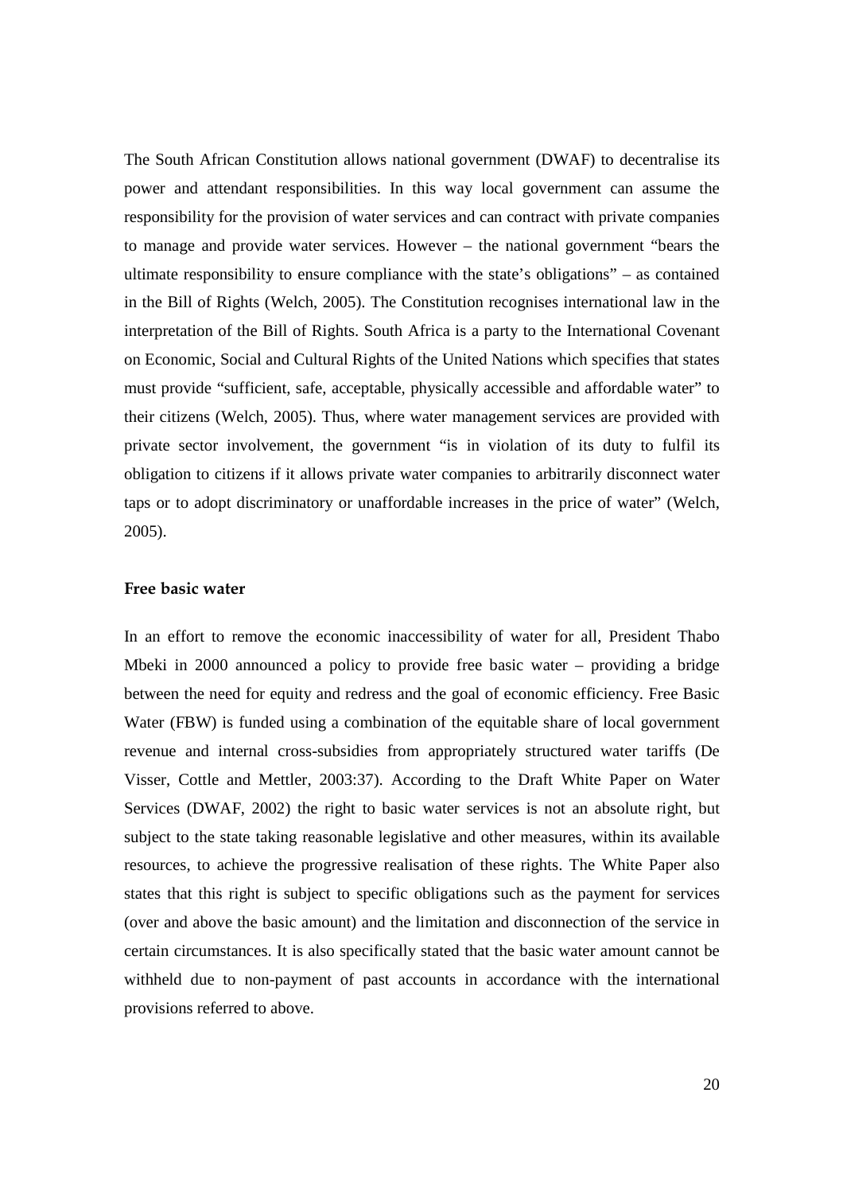The South African Constitution allows national government (DWAF) to decentralise its power and attendant responsibilities. In this way local government can assume the responsibility for the provision of water services and can contract with private companies to manage and provide water services. However – the national government "bears the ultimate responsibility to ensure compliance with the state's obligations" – as contained in the Bill of Rights (Welch, 2005). The Constitution recognises international law in the interpretation of the Bill of Rights. South Africa is a party to the International Covenant on Economic, Social and Cultural Rights of the United Nations which specifies that states must provide "sufficient, safe, acceptable, physically accessible and affordable water" to their citizens (Welch, 2005). Thus, where water management services are provided with private sector involvement, the government "is in violation of its duty to fulfil its obligation to citizens if it allows private water companies to arbitrarily disconnect water taps or to adopt discriminatory or unaffordable increases in the price of water" (Welch, 2005).

### Free basic water

In an effort to remove the economic inaccessibility of water for all, President Thabo Mbeki in 2000 announced a policy to provide free basic water – providing a bridge between the need for equity and redress and the goal of economic efficiency. Free Basic Water (FBW) is funded using a combination of the equitable share of local government revenue and internal cross-subsidies from appropriately structured water tariffs (De Visser, Cottle and Mettler, 2003:37). According to the Draft White Paper on Water Services (DWAF, 2002) the right to basic water services is not an absolute right, but subject to the state taking reasonable legislative and other measures, within its available resources, to achieve the progressive realisation of these rights. The White Paper also states that this right is subject to specific obligations such as the payment for services (over and above the basic amount) and the limitation and disconnection of the service in certain circumstances. It is also specifically stated that the basic water amount cannot be withheld due to non-payment of past accounts in accordance with the international provisions referred to above.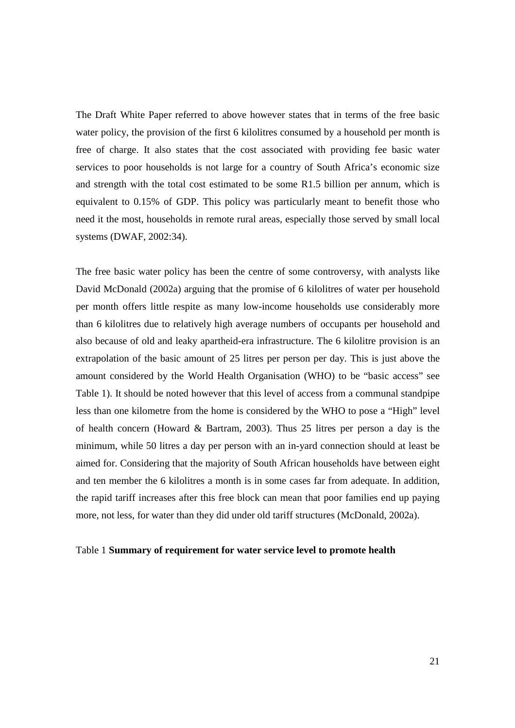The Draft White Paper referred to above however states that in terms of the free basic water policy, the provision of the first 6 kilolitres consumed by a household per month is free of charge. It also states that the cost associated with providing fee basic water services to poor households is not large for a country of South Africa's economic size and strength with the total cost estimated to be some R1.5 billion per annum, which is equivalent to 0.15% of GDP. This policy was particularly meant to benefit those who need it the most, households in remote rural areas, especially those served by small local systems (DWAF, 2002:34).

The free basic water policy has been the centre of some controversy, with analysts like David McDonald (2002a) arguing that the promise of 6 kilolitres of water per household per month offers little respite as many low-income households use considerably more than 6 kilolitres due to relatively high average numbers of occupants per household and also because of old and leaky apartheid-era infrastructure. The 6 kilolitre provision is an extrapolation of the basic amount of 25 litres per person per day. This is just above the amount considered by the World Health Organisation (WHO) to be "basic access" see Table 1). It should be noted however that this level of access from a communal standpipe less than one kilometre from the home is considered by the WHO to pose a "High" level of health concern (Howard & Bartram, 2003). Thus 25 litres per person a day is the minimum, while 50 litres a day per person with an in-yard connection should at least be aimed for. Considering that the majority of South African households have between eight and ten member the 6 kilolitres a month is in some cases far from adequate. In addition, the rapid tariff increases after this free block can mean that poor families end up paying more, not less, for water than they did under old tariff structures (McDonald, 2002a).

Table 1 **Summary of requirement for water service level to promote health**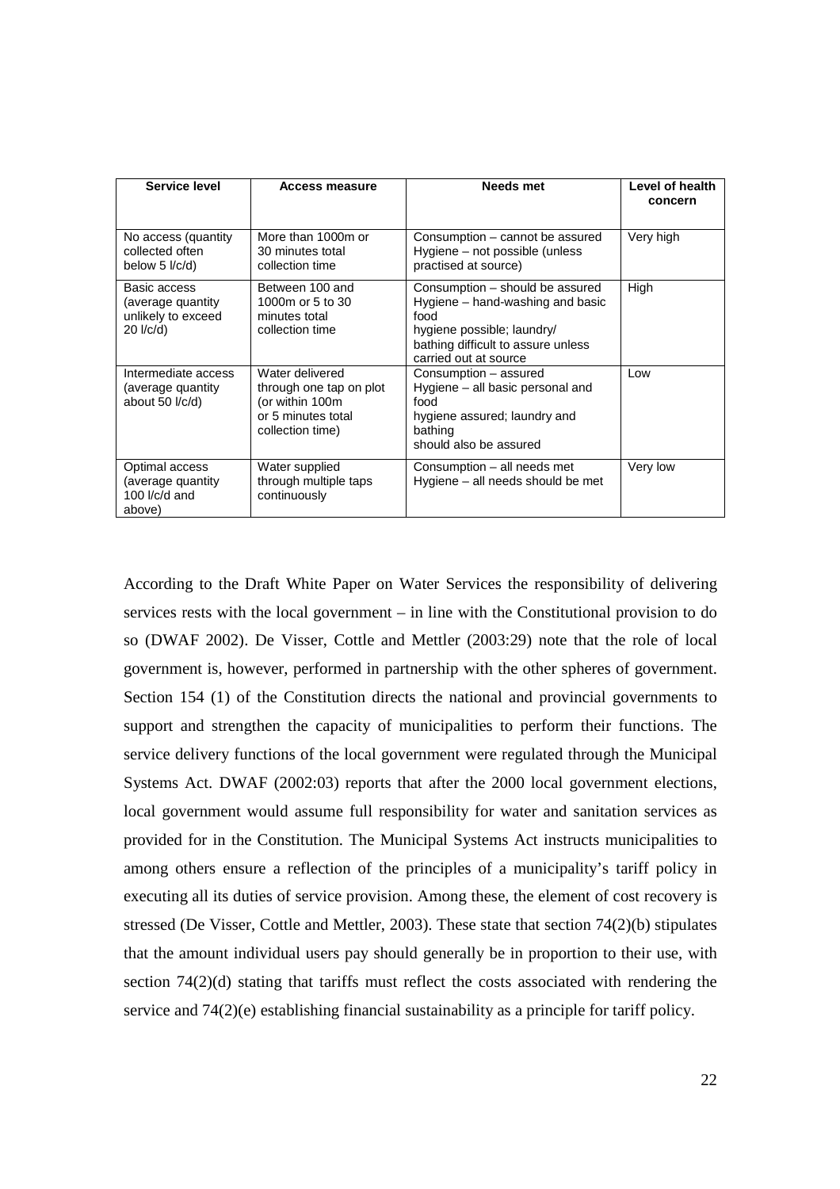| Service level | Access measure | Needs met | Level of health concern |
|---|---|---|---|
| No access (quantity collected often below 5 l/c/d) | More than 1000m or 30 minutes total collection time | Consumption – cannot be assured Hygiene – not possible (unless practised at source) | Very high |
| Basic access (average quantity unlikely to exceed 20 l/c/d) | Between 100 and 1000m or 5 to 30 minutes total collection time | Consumption – should be assured Hygiene – hand-washing and basic food hygiene possible; laundry/ bathing difficult to assure unless carried out at source | High |
| Intermediate access (average quantity about 50 l/c/d) | Water delivered through one tap on plot (or within 100m or 5 minutes total collection time) | Consumption – assured Hygiene – all basic personal and food hygiene assured; laundry and bathing should also be assured | Low |
| Optimal access (average quantity 100 l/c/d and above) | Water supplied through multiple taps continuously | Consumption – all needs met Hygiene – all needs should be met | Very low |

According to the Draft White Paper on Water Services the responsibility of delivering services rests with the local government – in line with the Constitutional provision to do so (DWAF 2002). De Visser, Cottle and Mettler (2003:29) note that the role of local government is, however, performed in partnership with the other spheres of government. Section 154 (1) of the Constitution directs the national and provincial governments to support and strengthen the capacity of municipalities to perform their functions. The service delivery functions of the local government were regulated through the Municipal Systems Act. DWAF (2002:03) reports that after the 2000 local government elections, local government would assume full responsibility for water and sanitation services as provided for in the Constitution. The Municipal Systems Act instructs municipalities to among others ensure a reflection of the principles of a municipality's tariff policy in executing all its duties of service provision. Among these, the element of cost recovery is stressed (De Visser, Cottle and Mettler, 2003). These state that section 74(2)(b) stipulates that the amount individual users pay should generally be in proportion to their use, with section 74(2)(d) stating that tariffs must reflect the costs associated with rendering the service and 74(2)(e) establishing financial sustainability as a principle for tariff policy.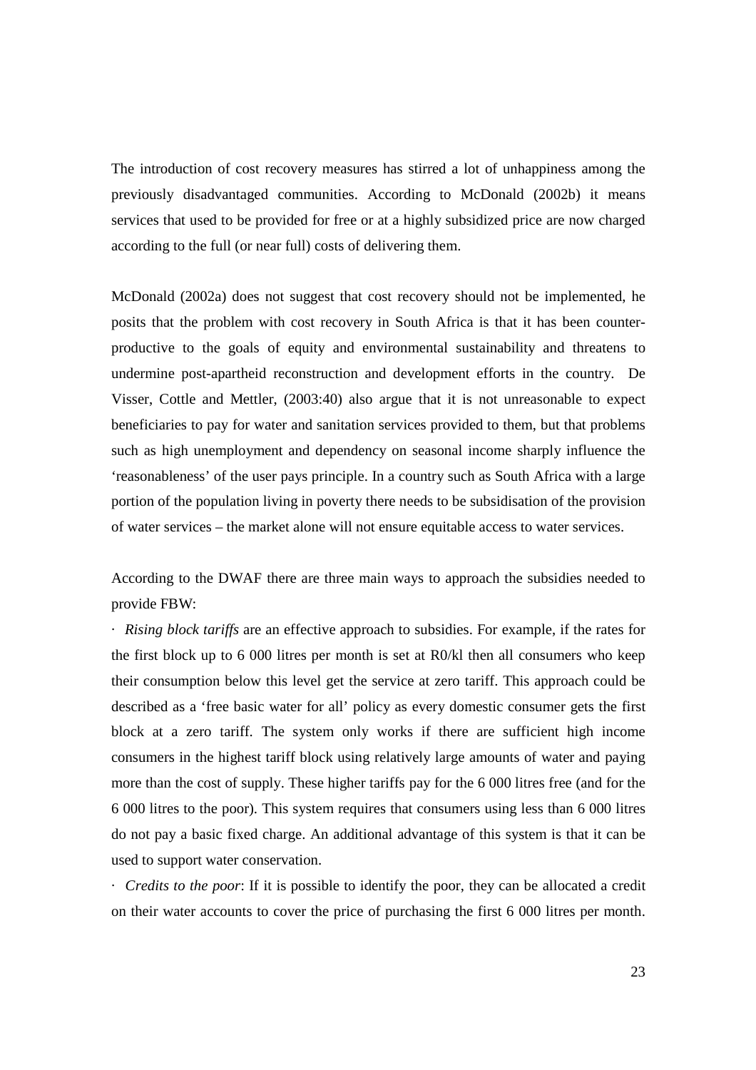The introduction of cost recovery measures has stirred a lot of unhappiness among the previously disadvantaged communities. According to McDonald (2002b) it means services that used to be provided for free or at a highly subsidized price are now charged according to the full (or near full) costs of delivering them.

McDonald (2002a) does not suggest that cost recovery should not be implemented, he posits that the problem with cost recovery in South Africa is that it has been counter-productive to the goals of equity and environmental sustainability and threatens to undermine post-apartheid reconstruction and development efforts in the country. De Visser, Cottle and Mettler, (2003:40) also argue that it is not unreasonable to expect beneficiaries to pay for water and sanitation services provided to them, but that problems such as high unemployment and dependency on seasonal income sharply influence the 'reasonableness' of the user pays principle. In a country such as South Africa with a large portion of the population living in poverty there needs to be subsidisation of the provision of water services – the market alone will not ensure equitable access to water services.

According to the DWAF there are three main ways to approach the subsidies needed to provide FBW:

- *Rising block tariffs* are an effective approach to subsidies. For example, if the rates for the first block up to 6 000 litres per month is set at R0/kl then all consumers who keep their consumption below this level get the service at zero tariff. This approach could be described as a 'free basic water for all' policy as every domestic consumer gets the first block at a zero tariff. The system only works if there are sufficient high income consumers in the highest tariff block using relatively large amounts of water and paying more than the cost of supply. These higher tariffs pay for the 6 000 litres free (and for the 6 000 litres to the poor). This system requires that consumers using less than 6 000 litres do not pay a basic fixed charge. An additional advantage of this system is that it can be used to support water conservation.
- *Credits to the poor*: If it is possible to identify the poor, they can be allocated a credit on their water accounts to cover the price of purchasing the first 6 000 litres per month.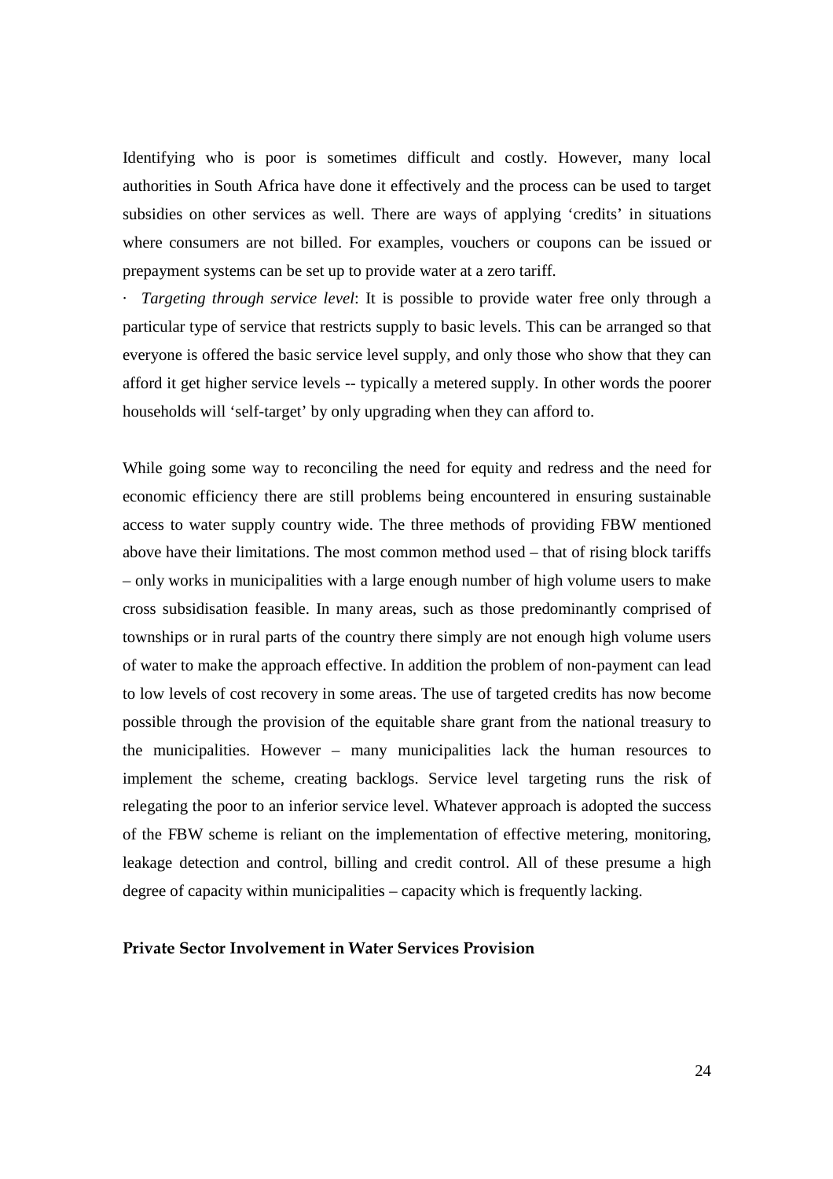Identifying who is poor is sometimes difficult and costly. However, many local authorities in South Africa have done it effectively and the process can be used to target subsidies on other services as well. There are ways of applying 'credits' in situations where consumers are not billed. For examples, vouchers or coupons can be issued or prepayment systems can be set up to provide water at a zero tariff.

· *Targeting through service level*: It is possible to provide water free only through a particular type of service that restricts supply to basic levels. This can be arranged so that everyone is offered the basic service level supply, and only those who show that they can afford it get higher service levels -- typically a metered supply. In other words the poorer households will 'self-target' by only upgrading when they can afford to.

While going some way to reconciling the need for equity and redress and the need for economic efficiency there are still problems being encountered in ensuring sustainable access to water supply country wide. The three methods of providing FBW mentioned above have their limitations. The most common method used – that of rising block tariffs – only works in municipalities with a large enough number of high volume users to make cross subsidisation feasible. In many areas, such as those predominantly comprised of townships or in rural parts of the country there simply are not enough high volume users of water to make the approach effective. In addition the problem of non-payment can lead to low levels of cost recovery in some areas. The use of targeted credits has now become possible through the provision of the equitable share grant from the national treasury to the municipalities. However – many municipalities lack the human resources to implement the scheme, creating backlogs. Service level targeting runs the risk of relegating the poor to an inferior service level. Whatever approach is adopted the success of the FBW scheme is reliant on the implementation of effective metering, monitoring, leakage detection and control, billing and credit control. All of these presume a high degree of capacity within municipalities – capacity which is frequently lacking.

**Private Sector Involvement in Water Services Provision**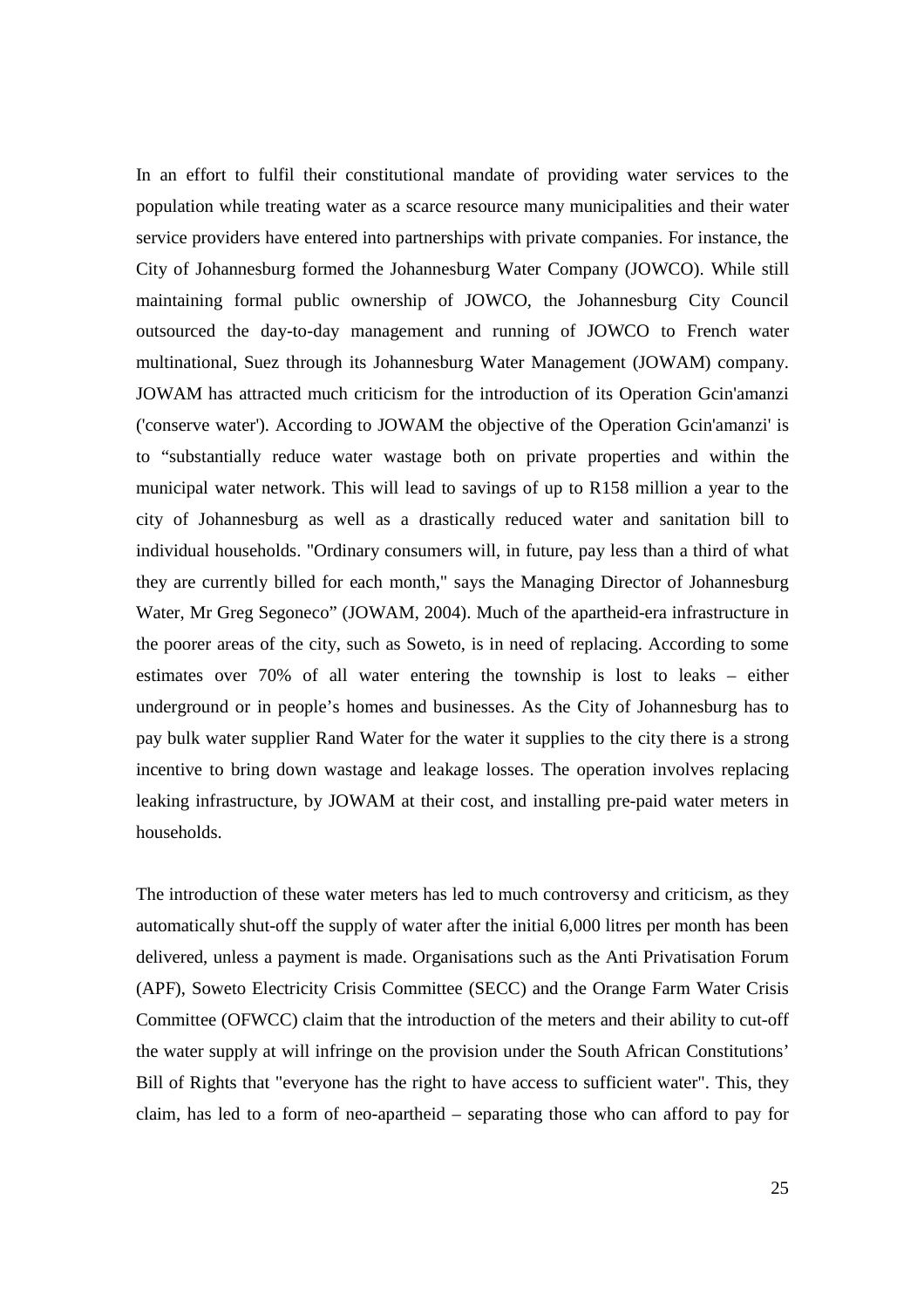In an effort to fulfil their constitutional mandate of providing water services to the population while treating water as a scarce resource many municipalities and their water service providers have entered into partnerships with private companies. For instance, the City of Johannesburg formed the Johannesburg Water Company (JOWCO). While still maintaining formal public ownership of JOWCO, the Johannesburg City Council outsourced the day-to-day management and running of JOWCO to French water multinational, Suez through its Johannesburg Water Management (JOWAM) company. JOWAM has attracted much criticism for the introduction of its Operation Gcin'amanzi ('conserve water'). According to JOWAM the objective of the Operation Gcin'amanzi' is to "substantially reduce water wastage both on private properties and within the municipal water network. This will lead to savings of up to R158 million a year to the city of Johannesburg as well as a drastically reduced water and sanitation bill to individual households. "Ordinary consumers will, in future, pay less than a third of what they are currently billed for each month," says the Managing Director of Johannesburg Water, Mr Greg Segoneco" (JOWAM, 2004). Much of the apartheid-era infrastructure in the poorer areas of the city, such as Soweto, is in need of replacing. According to some estimates over 70% of all water entering the township is lost to leaks – either underground or in people's homes and businesses. As the City of Johannesburg has to pay bulk water supplier Rand Water for the water it supplies to the city there is a strong incentive to bring down wastage and leakage losses. The operation involves replacing leaking infrastructure, by JOWAM at their cost, and installing pre-paid water meters in households.

The introduction of these water meters has led to much controversy and criticism, as they automatically shut-off the supply of water after the initial 6,000 litres per month has been delivered, unless a payment is made. Organisations such as the Anti Privatisation Forum (APF), Soweto Electricity Crisis Committee (SECC) and the Orange Farm Water Crisis Committee (OFWCC) claim that the introduction of the meters and their ability to cut-off the water supply at will infringe on the provision under the South African Constitutions' Bill of Rights that "everyone has the right to have access to sufficient water". This, they claim, has led to a form of neo-apartheid – separating those who can afford to pay for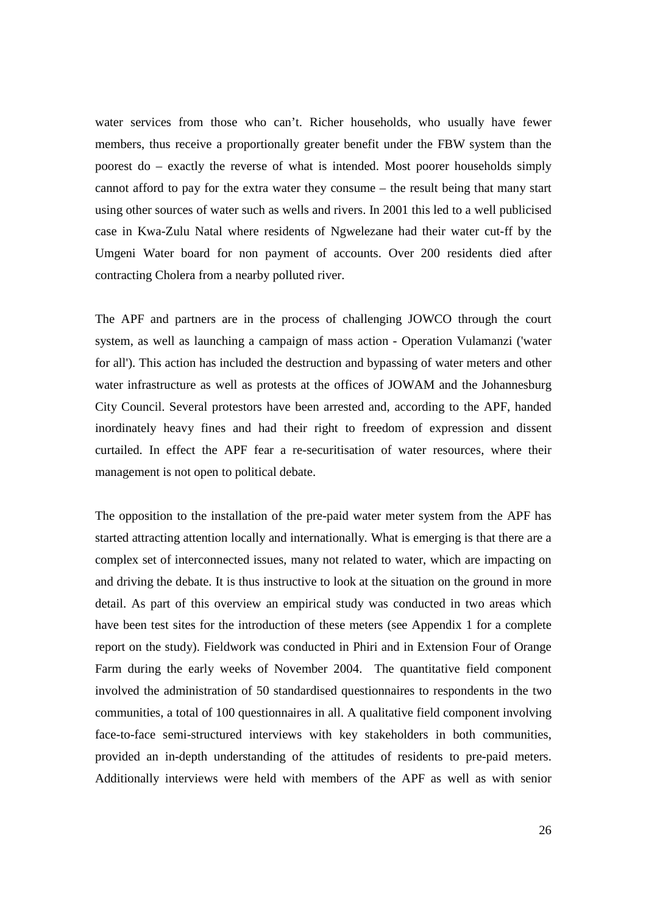water services from those who can't. Richer households, who usually have fewer members, thus receive a proportionally greater benefit under the FBW system than the poorest do – exactly the reverse of what is intended. Most poorer households simply cannot afford to pay for the extra water they consume – the result being that many start using other sources of water such as wells and rivers. In 2001 this led to a well publicised case in Kwa-Zulu Natal where residents of Ngwelezane had their water cut-ff by the Umgeni Water board for non payment of accounts. Over 200 residents died after contracting Cholera from a nearby polluted river.

The APF and partners are in the process of challenging JOWCO through the court system, as well as launching a campaign of mass action - Operation Vulamanzi ('water for all'). This action has included the destruction and bypassing of water meters and other water infrastructure as well as protests at the offices of JOWAM and the Johannesburg City Council. Several protestors have been arrested and, according to the APF, handed inordinately heavy fines and had their right to freedom of expression and dissent curtailed. In effect the APF fear a re-securitisation of water resources, where their management is not open to political debate.

The opposition to the installation of the pre-paid water meter system from the APF has started attracting attention locally and internationally. What is emerging is that there are a complex set of interconnected issues, many not related to water, which are impacting on and driving the debate. It is thus instructive to look at the situation on the ground in more detail. As part of this overview an empirical study was conducted in two areas which have been test sites for the introduction of these meters (see Appendix 1 for a complete report on the study). Fieldwork was conducted in Phiri and in Extension Four of Orange Farm during the early weeks of November 2004. The quantitative field component involved the administration of 50 standardised questionnaires to respondents in the two communities, a total of 100 questionnaires in all. A qualitative field component involving face-to-face semi-structured interviews with key stakeholders in both communities, provided an in-depth understanding of the attitudes of residents to pre-paid meters. Additionally interviews were held with members of the APF as well as with senior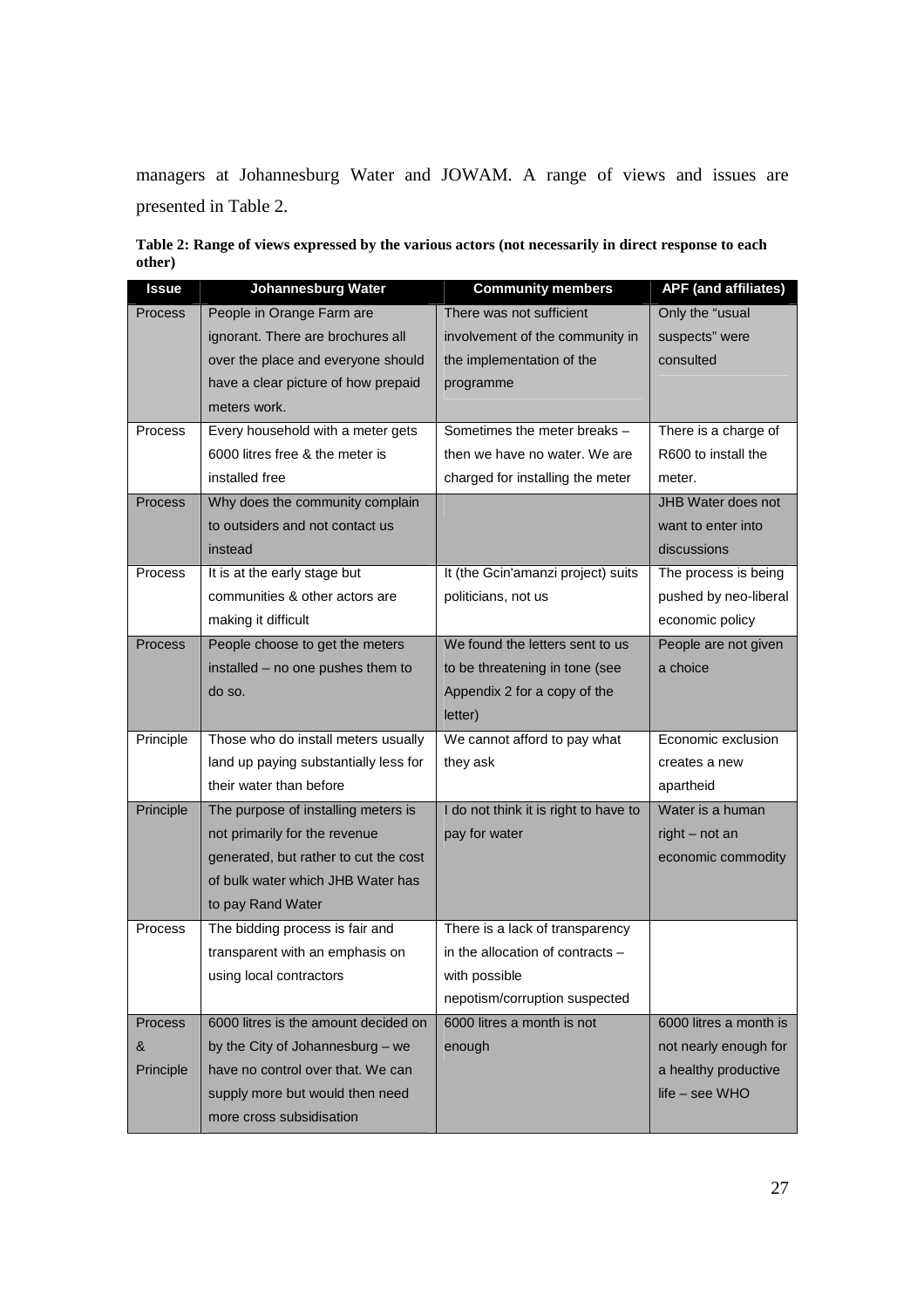managers at Johannesburg Water and JOWAM. A range of views and issues are presented in Table 2.

**Table 2: Range of views expressed by the various actors (not necessarily in direct response to each other)**

| Issue | Johannesburg Water | Community members | APF (and affiliates) |
|---|---|---|---|
| Process | People in Orange Farm are ignorant. There are brochures all over the place and everyone should have a clear picture of how prepaid meters work. | There was not sufficient involvement of the community in the implementation of the programme | Only the "usual suspects" were consulted |
| Process | Every household with a meter gets 6000 litres free & the meter is installed free | Sometimes the meter breaks – then we have no water. We are charged for installing the meter | There is a charge of R600 to install the meter. |
| Process | Why does the community complain to outsiders and not contact us instead | | JHB Water does not want to enter into discussions |
| Process | It is at the early stage but communities & other actors are making it difficult | It (the Gcin'amanzi project) suits politicians, not us | The process is being pushed by neo-liberal economic policy |
| Process | People choose to get the meters installed – no one pushes them to do so. | We found the letters sent to us to be threatening in tone (see Appendix 2 for a copy of the letter) | People are not given a choice |
| Principle | Those who do install meters usually land up paying substantially less for their water than before | We cannot afford to pay what they ask | Economic exclusion creates a new apartheid |
| Principle | The purpose of installing meters is not primarily for the revenue generated, but rather to cut the cost of bulk water which JHB Water has to pay Rand Water | I do not think it is right to have to pay for water | Water is a human right – not an economic commodity |
| Process | The bidding process is fair and transparent with an emphasis on using local contractors | There is a lack of transparency in the allocation of contracts – with possible nepotism/corruption suspected | |
| Process & Principle | 6000 litres is the amount decided on by the City of Johannesburg – we have no control over that. We can supply more but would then need more cross subsidisation | 6000 litres a month is not enough | 6000 litres a month is not nearly enough for a healthy productive life – see WHO |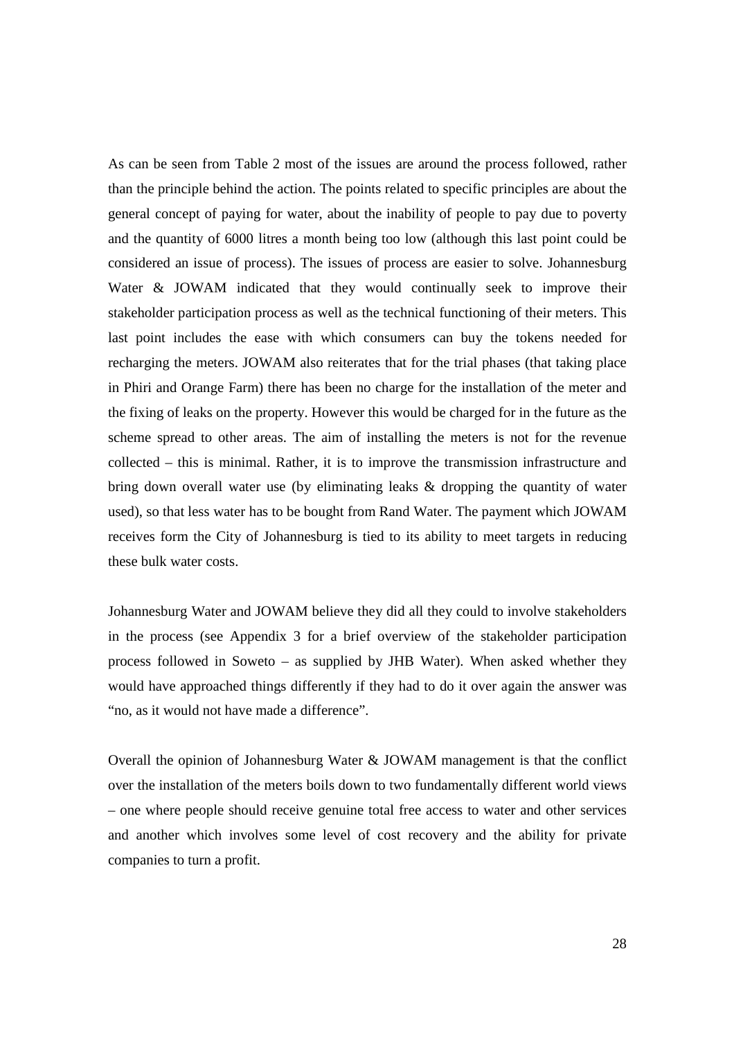As can be seen from Table 2 most of the issues are around the process followed, rather than the principle behind the action. The points related to specific principles are about the general concept of paying for water, about the inability of people to pay due to poverty and the quantity of 6000 litres a month being too low (although this last point could be considered an issue of process). The issues of process are easier to solve. Johannesburg Water & JOWAM indicated that they would continually seek to improve their stakeholder participation process as well as the technical functioning of their meters. This last point includes the ease with which consumers can buy the tokens needed for recharging the meters. JOWAM also reiterates that for the trial phases (that taking place in Phiri and Orange Farm) there has been no charge for the installation of the meter and the fixing of leaks on the property. However this would be charged for in the future as the scheme spread to other areas. The aim of installing the meters is not for the revenue collected – this is minimal. Rather, it is to improve the transmission infrastructure and bring down overall water use (by eliminating leaks & dropping the quantity of water used), so that less water has to be bought from Rand Water. The payment which JOWAM receives form the City of Johannesburg is tied to its ability to meet targets in reducing these bulk water costs.

Johannesburg Water and JOWAM believe they did all they could to involve stakeholders in the process (see Appendix 3 for a brief overview of the stakeholder participation process followed in Soweto – as supplied by JHB Water). When asked whether they would have approached things differently if they had to do it over again the answer was "no, as it would not have made a difference".

Overall the opinion of Johannesburg Water & JOWAM management is that the conflict over the installation of the meters boils down to two fundamentally different world views – one where people should receive genuine total free access to water and other services and another which involves some level of cost recovery and the ability for private companies to turn a profit.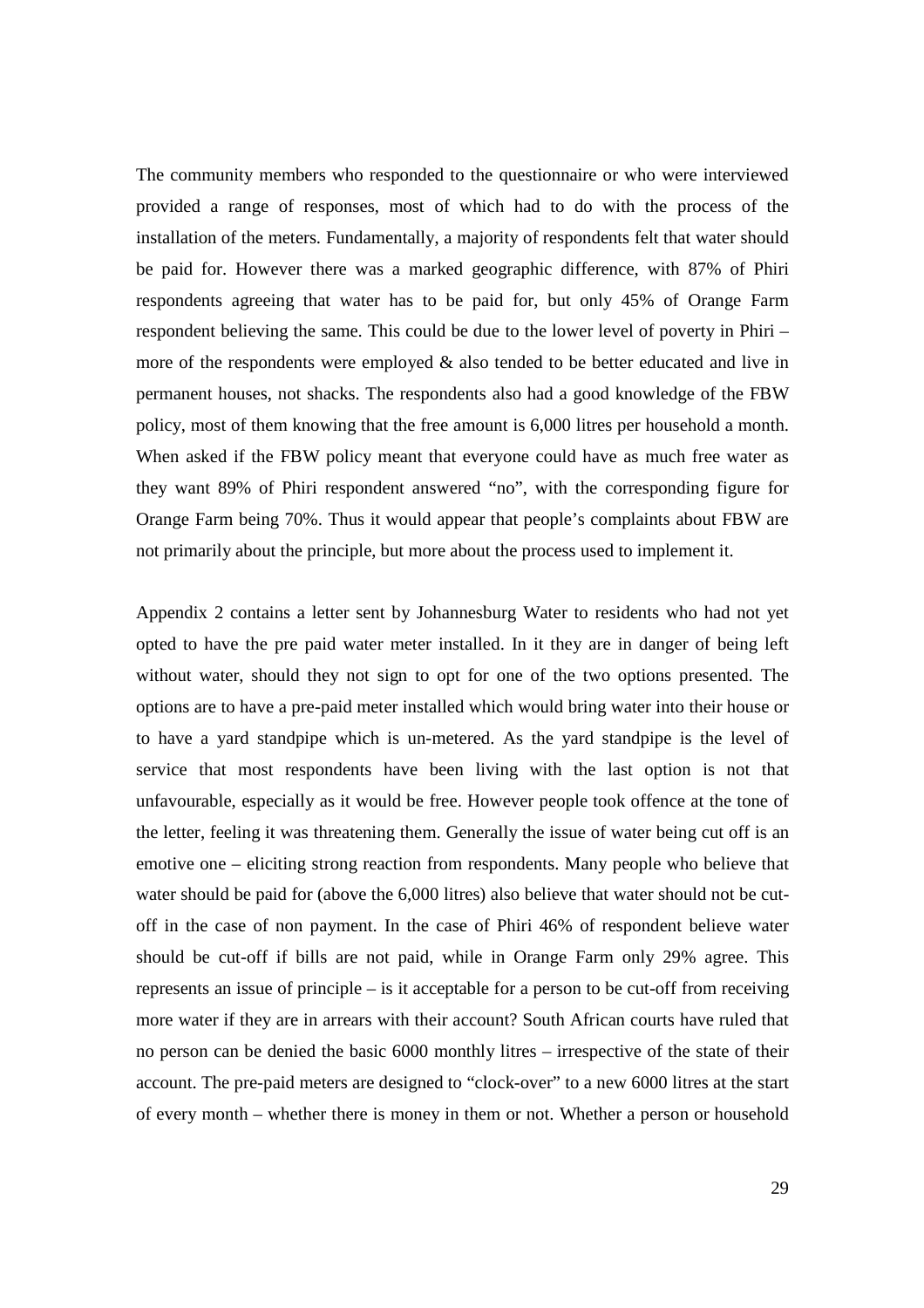The community members who responded to the questionnaire or who were interviewed provided a range of responses, most of which had to do with the process of the installation of the meters. Fundamentally, a majority of respondents felt that water should be paid for. However there was a marked geographic difference, with 87% of Phiri respondents agreeing that water has to be paid for, but only 45% of Orange Farm respondent believing the same. This could be due to the lower level of poverty in Phiri – more of the respondents were employed & also tended to be better educated and live in permanent houses, not shacks. The respondents also had a good knowledge of the FBW policy, most of them knowing that the free amount is 6,000 litres per household a month. When asked if the FBW policy meant that everyone could have as much free water as they want 89% of Phiri respondent answered "no", with the corresponding figure for Orange Farm being 70%. Thus it would appear that people's complaints about FBW are not primarily about the principle, but more about the process used to implement it.

Appendix 2 contains a letter sent by Johannesburg Water to residents who had not yet opted to have the pre paid water meter installed. In it they are in danger of being left without water, should they not sign to opt for one of the two options presented. The options are to have a pre-paid meter installed which would bring water into their house or to have a yard standpipe which is un-metered. As the yard standpipe is the level of service that most respondents have been living with the last option is not that unfavourable, especially as it would be free. However people took offence at the tone of the letter, feeling it was threatening them. Generally the issue of water being cut off is an emotive one – eliciting strong reaction from respondents. Many people who believe that water should be paid for (above the 6,000 litres) also believe that water should not be cut-off in the case of non payment. In the case of Phiri 46% of respondent believe water should be cut-off if bills are not paid, while in Orange Farm only 29% agree. This represents an issue of principle – is it acceptable for a person to be cut-off from receiving more water if they are in arrears with their account? South African courts have ruled that no person can be denied the basic 6000 monthly litres – irrespective of the state of their account. The pre-paid meters are designed to "clock-over" to a new 6000 litres at the start of every month – whether there is money in them or not. Whether a person or household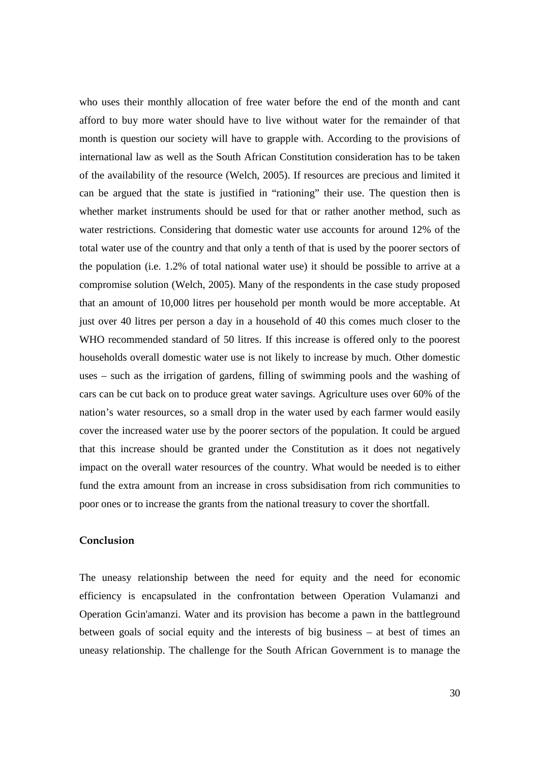who uses their monthly allocation of free water before the end of the month and cant afford to buy more water should have to live without water for the remainder of that month is question our society will have to grapple with. According to the provisions of international law as well as the South African Constitution consideration has to be taken of the availability of the resource (Welch, 2005). If resources are precious and limited it can be argued that the state is justified in "rationing" their use. The question then is whether market instruments should be used for that or rather another method, such as water restrictions. Considering that domestic water use accounts for around 12% of the total water use of the country and that only a tenth of that is used by the poorer sectors of the population (i.e. 1.2% of total national water use) it should be possible to arrive at a compromise solution (Welch, 2005). Many of the respondents in the case study proposed that an amount of 10,000 litres per household per month would be more acceptable. At just over 40 litres per person a day in a household of 40 this comes much closer to the WHO recommended standard of 50 litres. If this increase is offered only to the poorest households overall domestic water use is not likely to increase by much. Other domestic uses – such as the irrigation of gardens, filling of swimming pools and the washing of cars can be cut back on to produce great water savings. Agriculture uses over 60% of the nation's water resources, so a small drop in the water used by each farmer would easily cover the increased water use by the poorer sectors of the population. It could be argued that this increase should be granted under the Constitution as it does not negatively impact on the overall water resources of the country. What would be needed is to either fund the extra amount from an increase in cross subsidisation from rich communities to poor ones or to increase the grants from the national treasury to cover the shortfall.

## Conclusion

The uneasy relationship between the need for equity and the need for economic efficiency is encapsulated in the confrontation between Operation Vulamanzi and Operation Gcin'amanzi. Water and its provision has become a pawn in the battleground between goals of social equity and the interests of big business – at best of times an uneasy relationship. The challenge for the South African Government is to manage the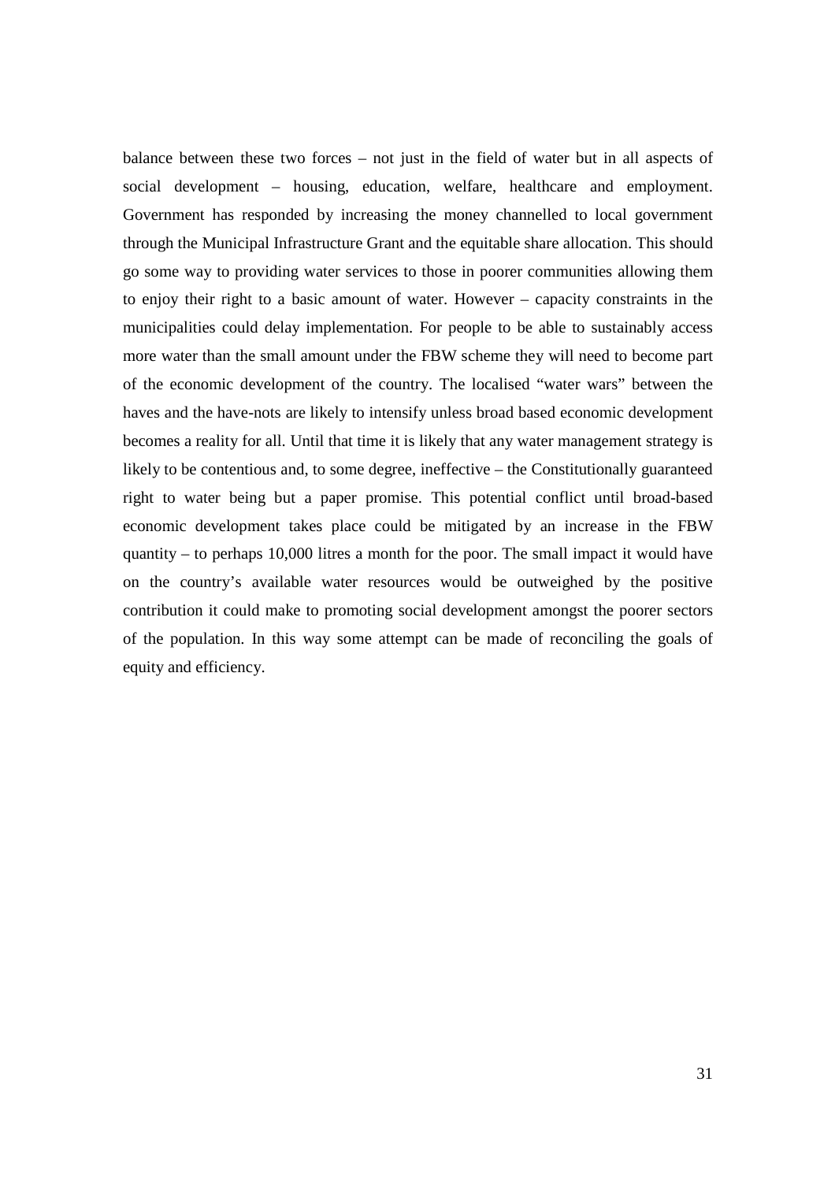balance between these two forces – not just in the field of water but in all aspects of social development – housing, education, welfare, healthcare and employment. Government has responded by increasing the money channelled to local government through the Municipal Infrastructure Grant and the equitable share allocation. This should go some way to providing water services to those in poorer communities allowing them to enjoy their right to a basic amount of water. However – capacity constraints in the municipalities could delay implementation. For people to be able to sustainably access more water than the small amount under the FBW scheme they will need to become part of the economic development of the country. The localised "water wars" between the haves and the have-nots are likely to intensify unless broad based economic development becomes a reality for all. Until that time it is likely that any water management strategy is likely to be contentious and, to some degree, ineffective – the Constitutionally guaranteed right to water being but a paper promise. This potential conflict until broad-based economic development takes place could be mitigated by an increase in the FBW quantity – to perhaps 10,000 litres a month for the poor. The small impact it would have on the country's available water resources would be outweighed by the positive contribution it could make to promoting social development amongst the poorer sectors of the population. In this way some attempt can be made of reconciling the goals of equity and efficiency.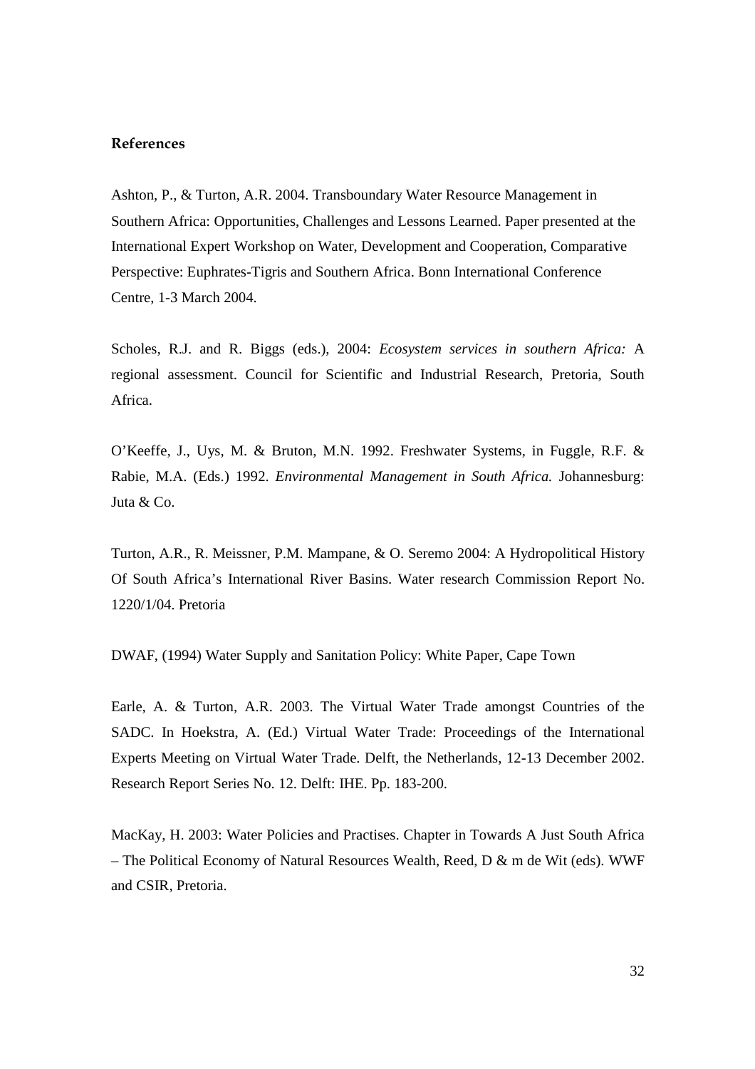## References

Ashton, P., & Turton, A.R. 2004. Transboundary Water Resource Management in Southern Africa: Opportunities, Challenges and Lessons Learned. Paper presented at the International Expert Workshop on Water, Development and Cooperation, Comparative Perspective: Euphrates-Tigris and Southern Africa. Bonn International Conference Centre, 1-3 March 2004.

Scholes, R.J. and R. Biggs (eds.), 2004: *Ecosystem services in southern Africa:* A regional assessment. Council for Scientific and Industrial Research, Pretoria, South Africa.

O'Keeffe, J., Uys, M. & Bruton, M.N. 1992. Freshwater Systems, in Fuggle, R.F. & Rabie, M.A. (Eds.) 1992. *Environmental Management in South Africa.* Johannesburg: Juta & Co.

Turton, A.R., R. Meissner, P.M. Mampane, & O. Seremo 2004: A Hydropolitical History Of South Africa's International River Basins. Water research Commission Report No. 1220/1/04. Pretoria

DWAF, (1994) Water Supply and Sanitation Policy: White Paper, Cape Town

Earle, A. & Turton, A.R. 2003. The Virtual Water Trade amongst Countries of the SADC. In Hoekstra, A. (Ed.) Virtual Water Trade: Proceedings of the International Experts Meeting on Virtual Water Trade. Delft, the Netherlands, 12-13 December 2002. Research Report Series No. 12. Delft: IHE. Pp. 183-200.

MacKay, H. 2003: Water Policies and Practises. Chapter in Towards A Just South Africa – The Political Economy of Natural Resources Wealth, Reed, D & m de Wit (eds). WWF and CSIR, Pretoria.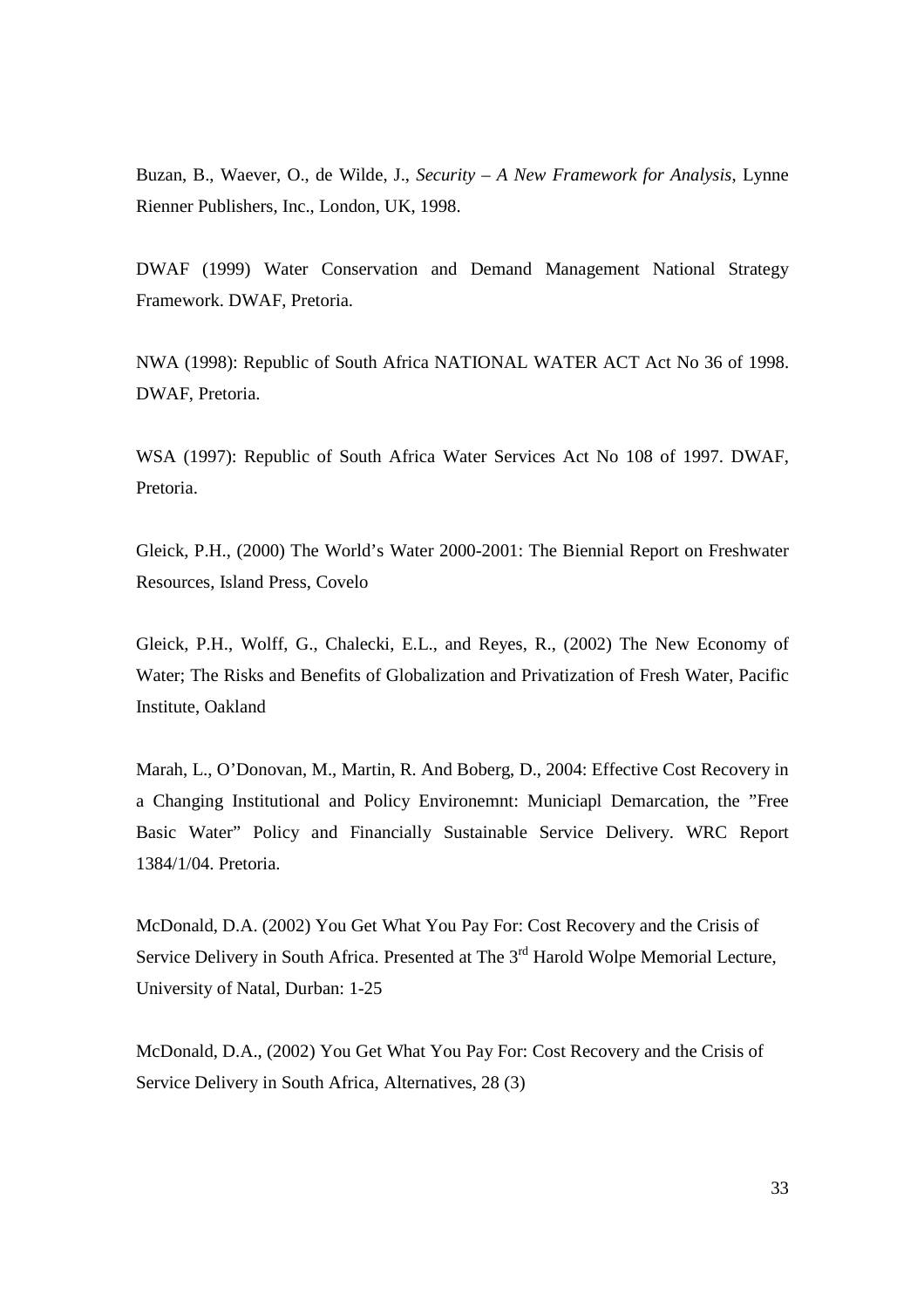Buzan, B., Waever, O., de Wilde, J., *Security – A New Framework for Analysis*, Lynne Rienner Publishers, Inc., London, UK, 1998.

DWAF (1999) Water Conservation and Demand Management National Strategy Framework. DWAF, Pretoria.

NWA (1998): Republic of South Africa NATIONAL WATER ACT Act No 36 of 1998. DWAF, Pretoria.

WSA (1997): Republic of South Africa Water Services Act No 108 of 1997. DWAF, Pretoria.

Gleick, P.H., (2000) The World's Water 2000-2001: The Biennial Report on Freshwater Resources, Island Press, Covelo

Gleick, P.H., Wolff, G., Chalecki, E.L., and Reyes, R., (2002) The New Economy of Water; The Risks and Benefits of Globalization and Privatization of Fresh Water, Pacific Institute, Oakland

Marah, L., O'Donovan, M., Martin, R. And Boberg, D., 2004: Effective Cost Recovery in a Changing Institutional and Policy Environemnt: Municiapl Demarcation, the "Free Basic Water" Policy and Financially Sustainable Service Delivery. WRC Report 1384/1/04. Pretoria.

McDonald, D.A. (2002) You Get What You Pay For: Cost Recovery and the Crisis of Service Delivery in South Africa. Presented at The 3rd Harold Wolpe Memorial Lecture, University of Natal, Durban: 1-25

McDonald, D.A., (2002) You Get What You Pay For: Cost Recovery and the Crisis of Service Delivery in South Africa, Alternatives, 28 (3)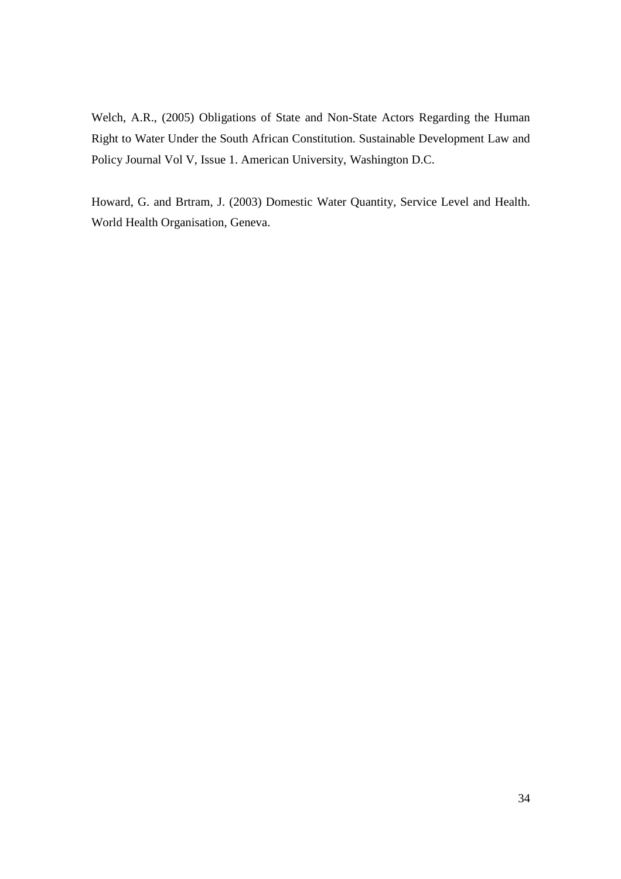Welch, A.R., (2005) Obligations of State and Non-State Actors Regarding the Human Right to Water Under the South African Constitution. Sustainable Development Law and Policy Journal Vol V, Issue 1. American University, Washington D.C.

Howard, G. and Brtram, J. (2003) Domestic Water Quantity, Service Level and Health. World Health Organisation, Geneva.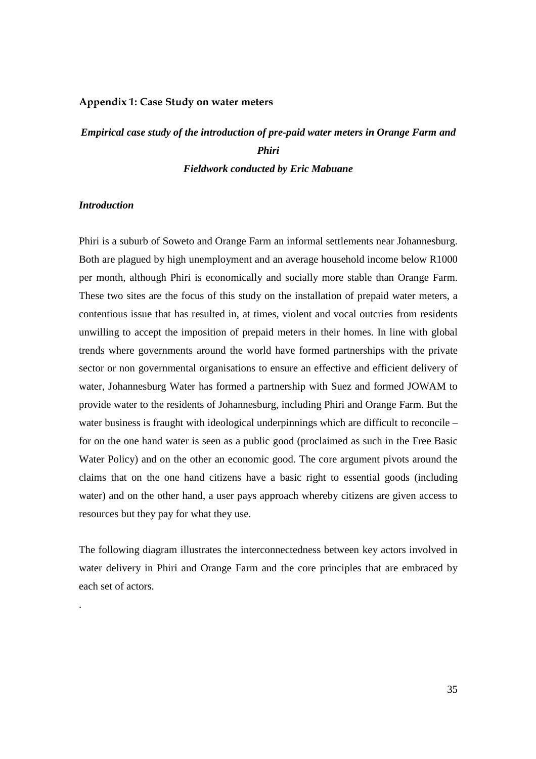## Appendix 1: Case Study on water meters

### *Empirical case study of the introduction of pre-paid water meters in Orange Farm and Phiri*

### *Fieldwork conducted by Eric Mabuane*

#### *Introduction*

Phiri is a suburb of Soweto and Orange Farm an informal settlements near Johannesburg. Both are plagued by high unemployment and an average household income below R1000 per month, although Phiri is economically and socially more stable than Orange Farm. These two sites are the focus of this study on the installation of prepaid water meters, a contentious issue that has resulted in, at times, violent and vocal outcries from residents unwilling to accept the imposition of prepaid meters in their homes. In line with global trends where governments around the world have formed partnerships with the private sector or non governmental organisations to ensure an effective and efficient delivery of water, Johannesburg Water has formed a partnership with Suez and formed JOWAM to provide water to the residents of Johannesburg, including Phiri and Orange Farm. But the water business is fraught with ideological underpinnings which are difficult to reconcile – for on the one hand water is seen as a public good (proclaimed as such in the Free Basic Water Policy) and on the other an economic good. The core argument pivots around the claims that on the one hand citizens have a basic right to essential goods (including water) and on the other hand, a user pays approach whereby citizens are given access to resources but they pay for what they use.

The following diagram illustrates the interconnectedness between key actors involved in water delivery in Phiri and Orange Farm and the core principles that are embraced by each set of actors.

.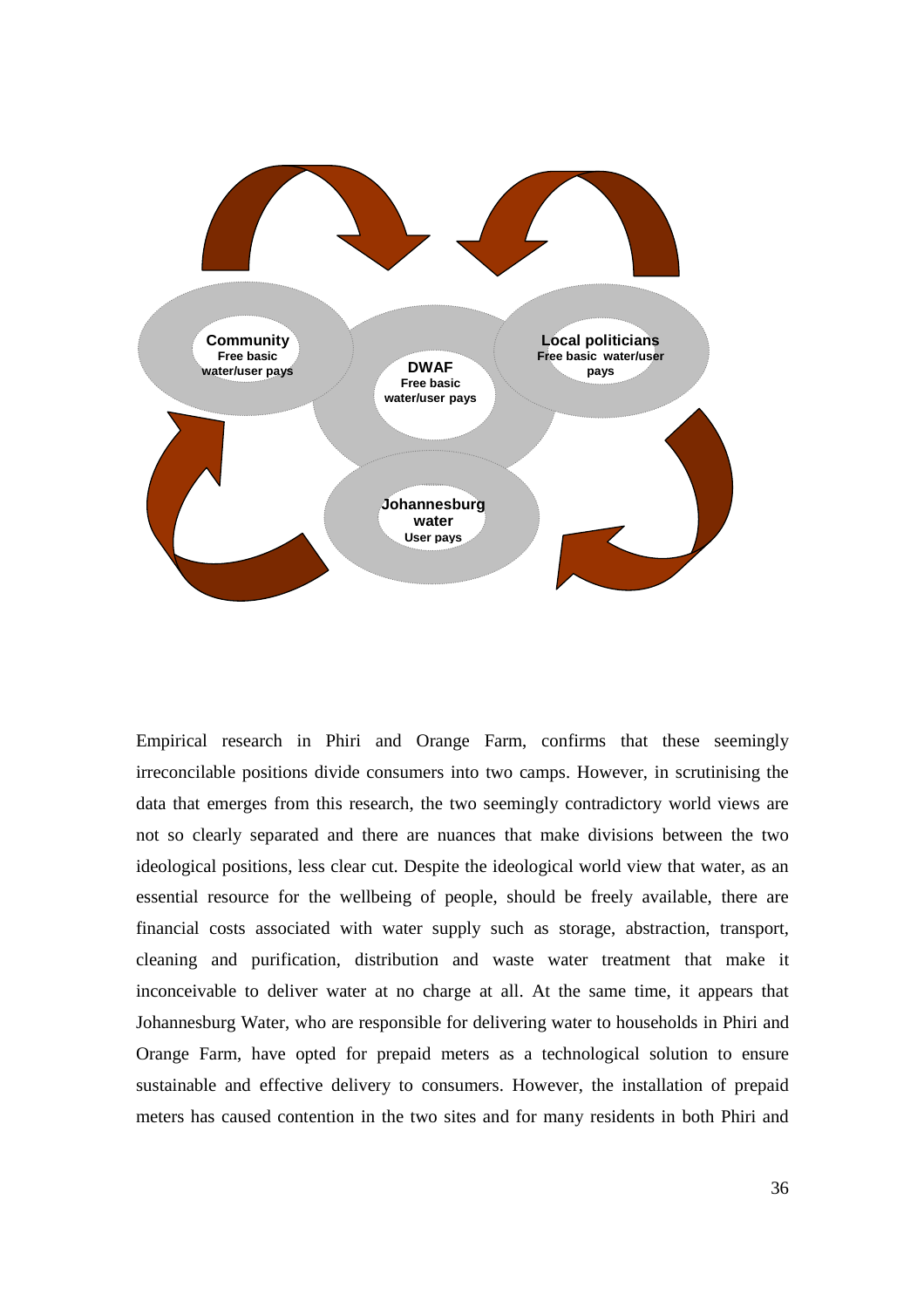Community
Free basic water/user pays

DWAF
Free basic water/user pays

Local politicians
Free basic water/user pays

Johannesburg water
User pays

Empirical research in Phiri and Orange Farm, confirms that these seemingly irreconcilable positions divide consumers into two camps. However, in scrutinising the data that emerges from this research, the two seemingly contradictory world views are not so clearly separated and there are nuances that make divisions between the two ideological positions, less clear cut. Despite the ideological world view that water, as an essential resource for the wellbeing of people, should be freely available, there are financial costs associated with water supply such as storage, abstraction, transport, cleaning and purification, distribution and waste water treatment that make it inconceivable to deliver water at no charge at all. At the same time, it appears that Johannesburg Water, who are responsible for delivering water to households in Phiri and Orange Farm, have opted for prepaid meters as a technological solution to ensure sustainable and effective delivery to consumers. However, the installation of prepaid meters has caused contention in the two sites and for many residents in both Phiri and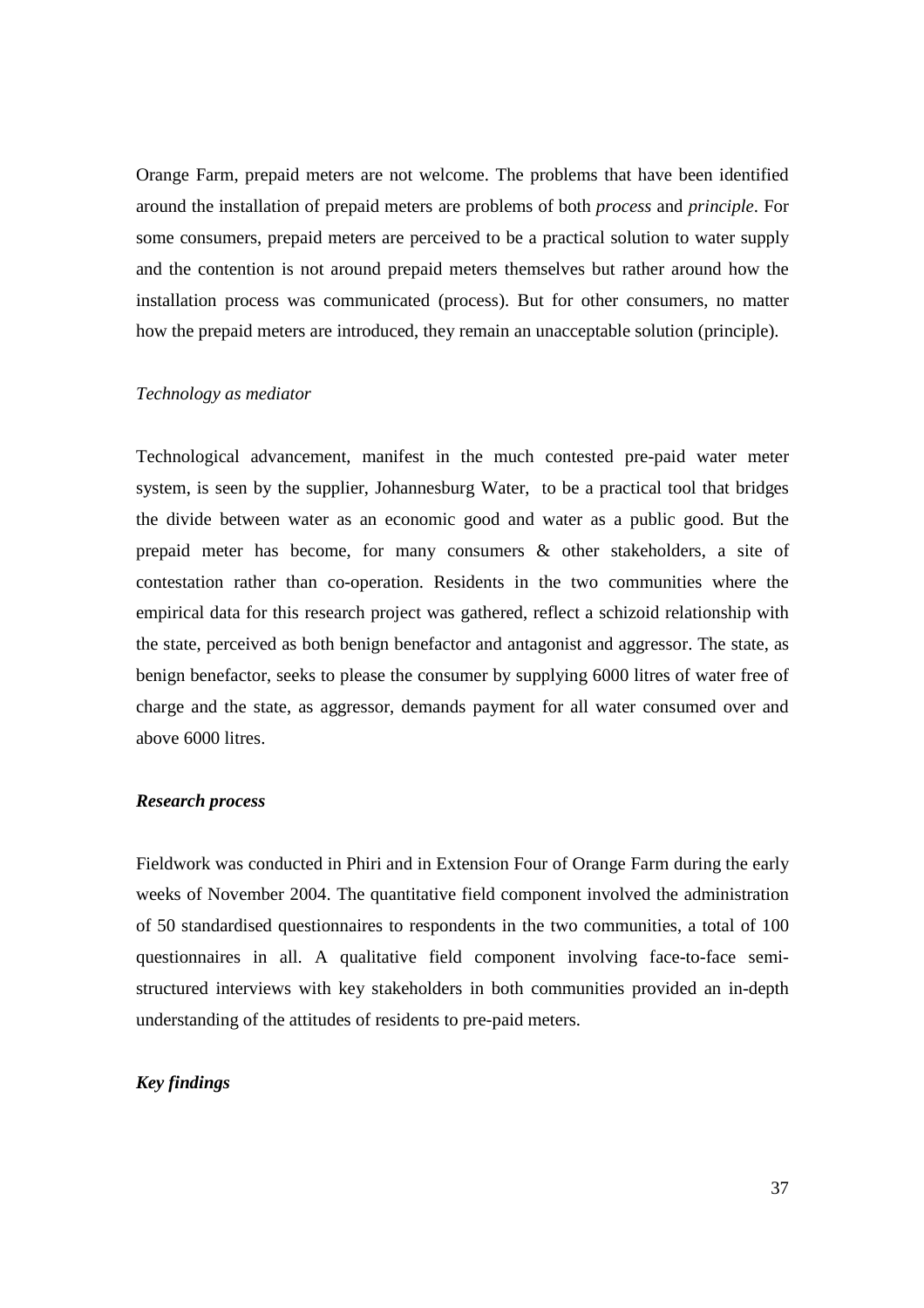Orange Farm, prepaid meters are not welcome. The problems that have been identified around the installation of prepaid meters are problems of both *process* and *principle*. For some consumers, prepaid meters are perceived to be a practical solution to water supply and the contention is not around prepaid meters themselves but rather around how the installation process was communicated (process). But for other consumers, no matter how the prepaid meters are introduced, they remain an unacceptable solution (principle).

*Technology as mediator*

Technological advancement, manifest in the much contested pre-paid water meter system, is seen by the supplier, Johannesburg Water, to be a practical tool that bridges the divide between water as an economic good and water as a public good. But the prepaid meter has become, for many consumers & other stakeholders, a site of contestation rather than co-operation. Residents in the two communities where the empirical data for this research project was gathered, reflect a schizoid relationship with the state, perceived as both benign benefactor and antagonist and aggressor. The state, as benign benefactor, seeks to please the consumer by supplying 6000 litres of water free of charge and the state, as aggressor, demands payment for all water consumed over and above 6000 litres.

***Research process***

Fieldwork was conducted in Phiri and in Extension Four of Orange Farm during the early weeks of November 2004. The quantitative field component involved the administration of 50 standardised questionnaires to respondents in the two communities, a total of 100 questionnaires in all. A qualitative field component involving face-to-face semi-structured interviews with key stakeholders in both communities provided an in-depth understanding of the attitudes of residents to pre-paid meters.

***Key findings***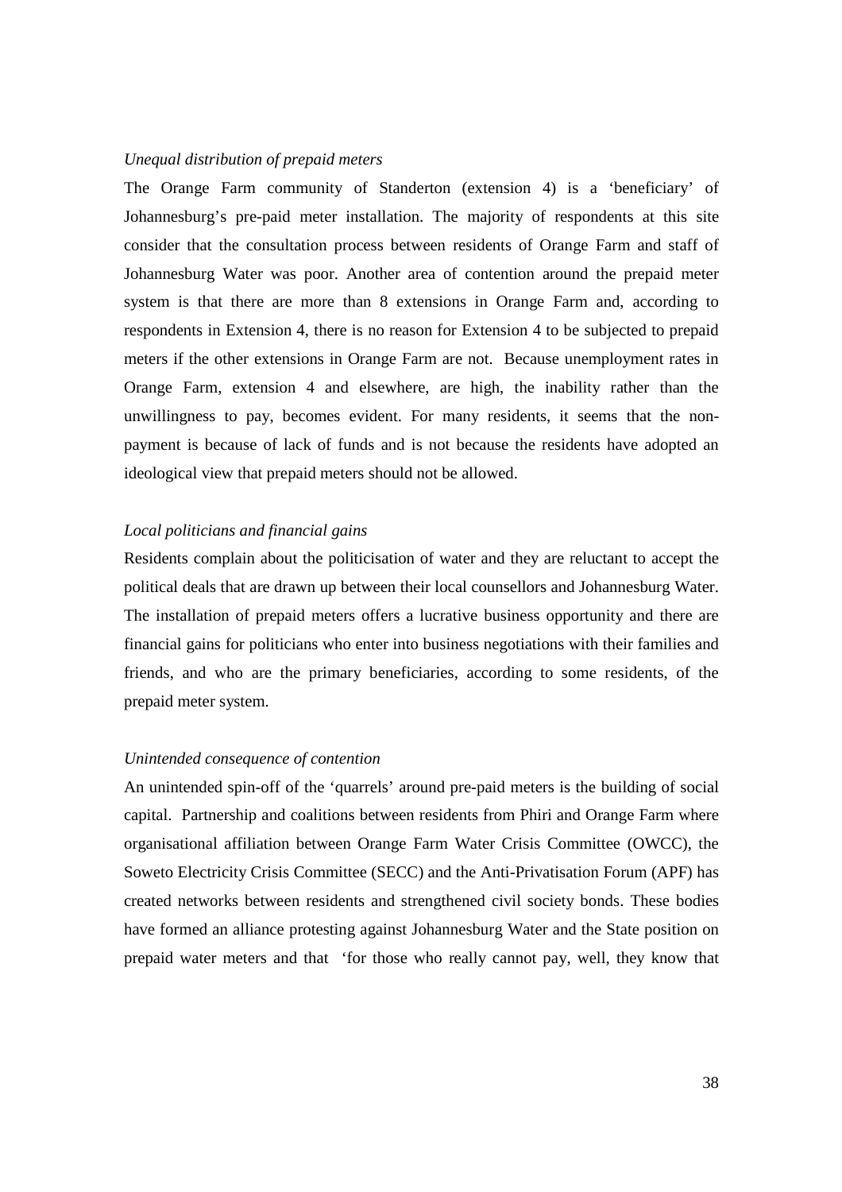*Unequal distribution of prepaid meters*

The Orange Farm community of Standerton (extension 4) is a 'beneficiary' of Johannesburg's pre-paid meter installation. The majority of respondents at this site consider that the consultation process between residents of Orange Farm and staff of Johannesburg Water was poor. Another area of contention around the prepaid meter system is that there are more than 8 extensions in Orange Farm and, according to respondents in Extension 4, there is no reason for Extension 4 to be subjected to prepaid meters if the other extensions in Orange Farm are not. Because unemployment rates in Orange Farm, extension 4 and elsewhere, are high, the inability rather than the unwillingness to pay, becomes evident. For many residents, it seems that the non-payment is because of lack of funds and is not because the residents have adopted an ideological view that prepaid meters should not be allowed.

*Local politicians and financial gains*

Residents complain about the politicisation of water and they are reluctant to accept the political deals that are drawn up between their local counsellors and Johannesburg Water. The installation of prepaid meters offers a lucrative business opportunity and there are financial gains for politicians who enter into business negotiations with their families and friends, and who are the primary beneficiaries, according to some residents, of the prepaid meter system.

*Unintended consequence of contention*

An unintended spin-off of the 'quarrels' around pre-paid meters is the building of social capital. Partnership and coalitions between residents from Phiri and Orange Farm where organisational affiliation between Orange Farm Water Crisis Committee (OWCC), the Soweto Electricity Crisis Committee (SECC) and the Anti-Privatisation Forum (APF) has created networks between residents and strengthened civil society bonds. These bodies have formed an alliance protesting against Johannesburg Water and the State position on prepaid water meters and that 'for those who really cannot pay, well, they know that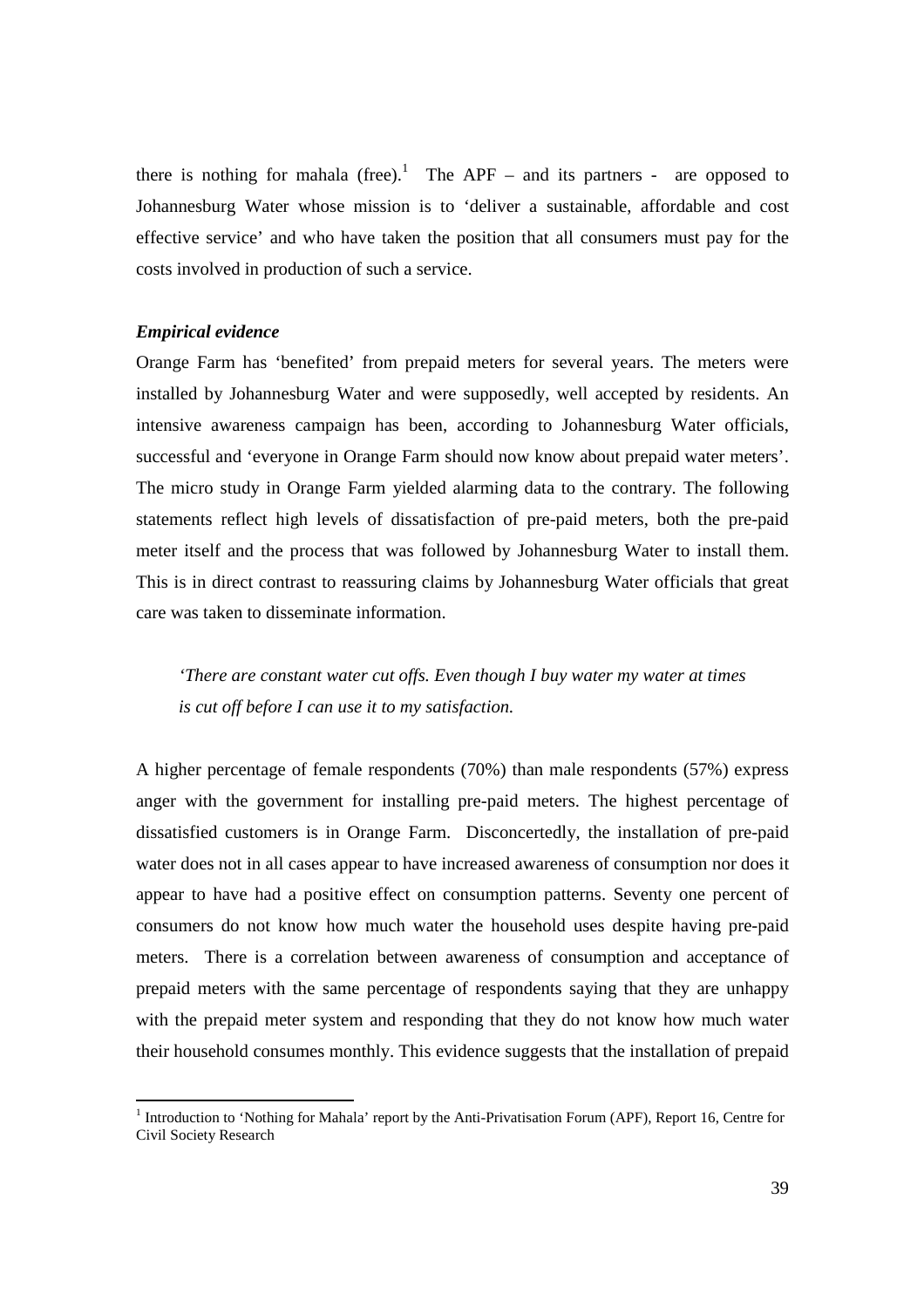there is nothing for mahala (free).[1] The APF – and its partners - are opposed to Johannesburg Water whose mission is to 'deliver a sustainable, affordable and cost effective service' and who have taken the position that all consumers must pay for the costs involved in production of such a service.

***Empirical evidence***

Orange Farm has 'benefited' from prepaid meters for several years. The meters were installed by Johannesburg Water and were supposedly, well accepted by residents. An intensive awareness campaign has been, according to Johannesburg Water officials, successful and 'everyone in Orange Farm should now know about prepaid water meters'. The micro study in Orange Farm yielded alarming data to the contrary. The following statements reflect high levels of dissatisfaction of pre-paid meters, both the pre-paid meter itself and the process that was followed by Johannesburg Water to install them. This is in direct contrast to reassuring claims by Johannesburg Water officials that great care was taken to disseminate information.

> *'There are constant water cut offs. Even though I buy water my water at times is cut off before I can use it to my satisfaction.*

A higher percentage of female respondents (70%) than male respondents (57%) express anger with the government for installing pre-paid meters. The highest percentage of dissatisfied customers is in Orange Farm. Disconcertedly, the installation of pre-paid water does not in all cases appear to have increased awareness of consumption nor does it appear to have had a positive effect on consumption patterns. Seventy one percent of consumers do not know how much water the household uses despite having pre-paid meters. There is a correlation between awareness of consumption and acceptance of prepaid meters with the same percentage of respondents saying that they are unhappy with the prepaid meter system and responding that they do not know how much water their household consumes monthly. This evidence suggests that the installation of prepaid

---

[1] Introduction to 'Nothing for Mahala' report by the Anti-Privatisation Forum (APF), Report 16, Centre for Civil Society Research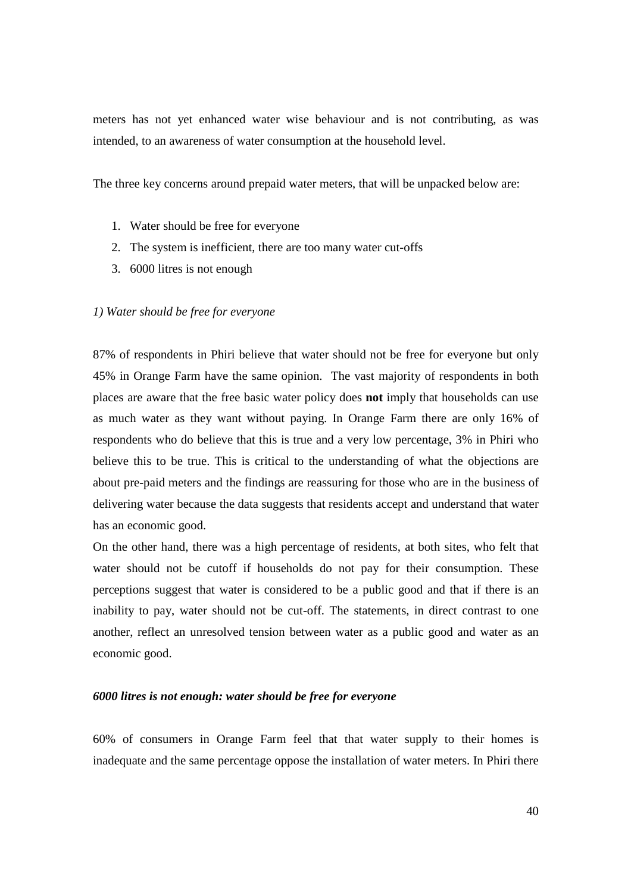meters has not yet enhanced water wise behaviour and is not contributing, as was intended, to an awareness of water consumption at the household level.

The three key concerns around prepaid water meters, that will be unpacked below are:

1. Water should be free for everyone
2. The system is inefficient, there are too many water cut-offs
3. 6000 litres is not enough

*1) Water should be free for everyone*

87% of respondents in Phiri believe that water should not be free for everyone but only 45% in Orange Farm have the same opinion. The vast majority of respondents in both places are aware that the free basic water policy does **not** imply that households can use as much water as they want without paying. In Orange Farm there are only 16% of respondents who do believe that this is true and a very low percentage, 3% in Phiri who believe this to be true. This is critical to the understanding of what the objections are about pre-paid meters and the findings are reassuring for those who are in the business of delivering water because the data suggests that residents accept and understand that water has an economic good.

On the other hand, there was a high percentage of residents, at both sites, who felt that water should not be cutoff if households do not pay for their consumption. These perceptions suggest that water is considered to be a public good and that if there is an inability to pay, water should not be cut-off. The statements, in direct contrast to one another, reflect an unresolved tension between water as a public good and water as an economic good.

***6000 litres is not enough: water should be free for everyone***

60% of consumers in Orange Farm feel that that water supply to their homes is inadequate and the same percentage oppose the installation of water meters. In Phiri there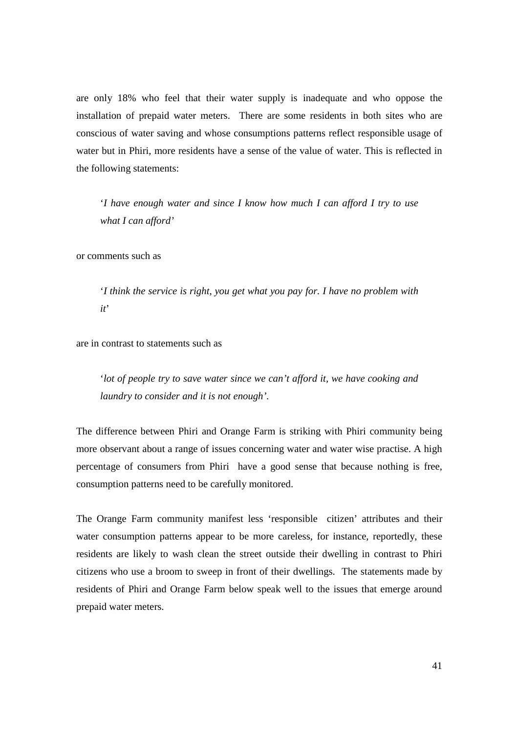are only 18% who feel that their water supply is inadequate and who oppose the installation of prepaid water meters. There are some residents in both sites who are conscious of water saving and whose consumptions patterns reflect responsible usage of water but in Phiri, more residents have a sense of the value of water. This is reflected in the following statements:

> '*I have enough water and since I know how much I can afford I try to use what I can afford'*

or comments such as

> '*I think the service is right, you get what you pay for. I have no problem with it*'

are in contrast to statements such as

> '*lot of people try to save water since we can't afford it, we have cooking and laundry to consider and it is not enough'*.

The difference between Phiri and Orange Farm is striking with Phiri community being more observant about a range of issues concerning water and water wise practise. A high percentage of consumers from Phiri have a good sense that because nothing is free, consumption patterns need to be carefully monitored.

The Orange Farm community manifest less 'responsible citizen' attributes and their water consumption patterns appear to be more careless, for instance, reportedly, these residents are likely to wash clean the street outside their dwelling in contrast to Phiri citizens who use a broom to sweep in front of their dwellings. The statements made by residents of Phiri and Orange Farm below speak well to the issues that emerge around prepaid water meters.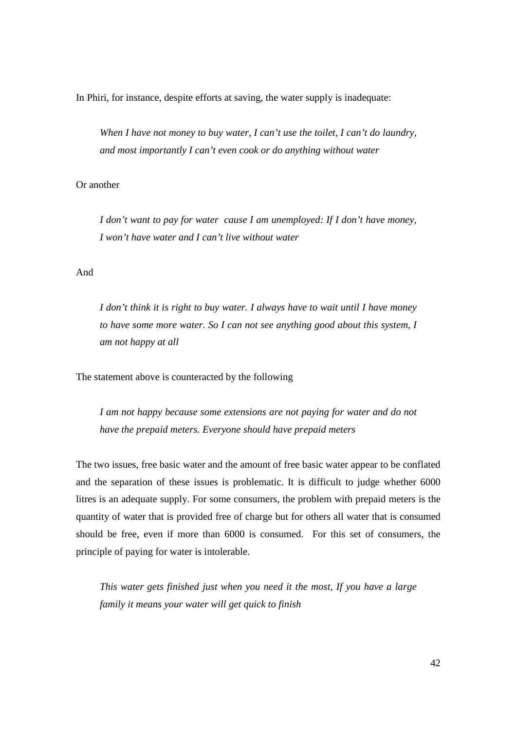In Phiri, for instance, despite efforts at saving, the water supply is inadequate:

> *When I have not money to buy water, I can't use the toilet, I can't do laundry, and most importantly I can't even cook or do anything without water*

Or another

> *I don't want to pay for water cause I am unemployed: If I don't have money, I won't have water and I can't live without water*

And

> *I don't think it is right to buy water. I always have to wait until I have money to have some more water. So I can not see anything good about this system, I am not happy at all*

The statement above is counteracted by the following

> *I am not happy because some extensions are not paying for water and do not have the prepaid meters. Everyone should have prepaid meters*

The two issues, free basic water and the amount of free basic water appear to be conflated and the separation of these issues is problematic. It is difficult to judge whether 6000 litres is an adequate supply. For some consumers, the problem with prepaid meters is the quantity of water that is provided free of charge but for others all water that is consumed should be free, even if more than 6000 is consumed. For this set of consumers, the principle of paying for water is intolerable.

> *This water gets finished just when you need it the most, If you have a large family it means your water will get quick to finish*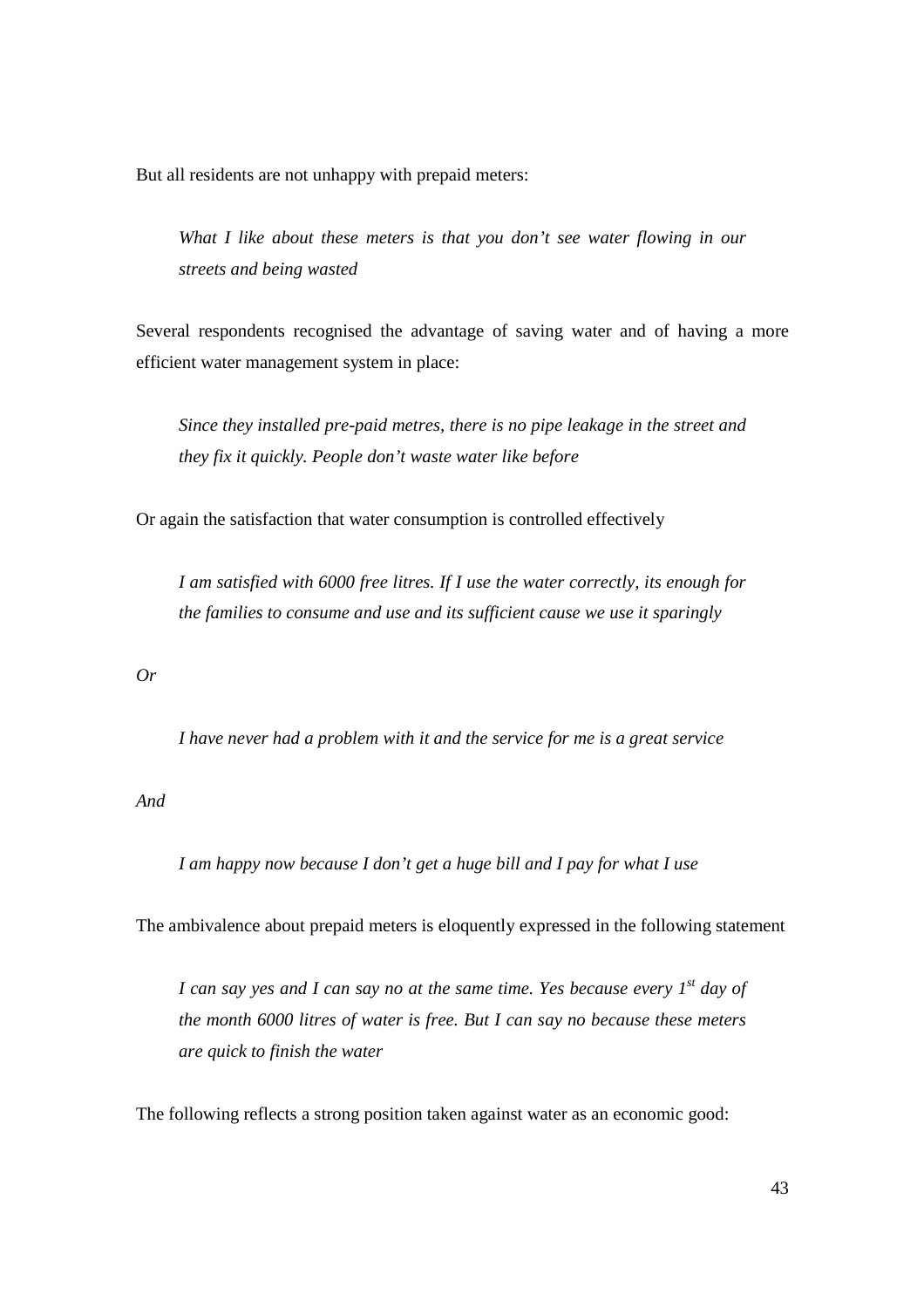But all residents are not unhappy with prepaid meters:

> *What I like about these meters is that you don't see water flowing in our streets and being wasted*

Several respondents recognised the advantage of saving water and of having a more efficient water management system in place:

> *Since they installed pre-paid metres, there is no pipe leakage in the street and they fix it quickly. People don't waste water like before*

Or again the satisfaction that water consumption is controlled effectively

> *I am satisfied with 6000 free litres. If I use the water correctly, its enough for the families to consume and use and its sufficient cause we use it sparingly*

*Or*

> *I have never had a problem with it and the service for me is a great service*

*And*

> *I am happy now because I don't get a huge bill and I pay for what I use*

The ambivalence about prepaid meters is eloquently expressed in the following statement

> *I can say yes and I can say no at the same time. Yes because every 1st day of the month 6000 litres of water is free. But I can say no because these meters are quick to finish the water*

The following reflects a strong position taken against water as an economic good: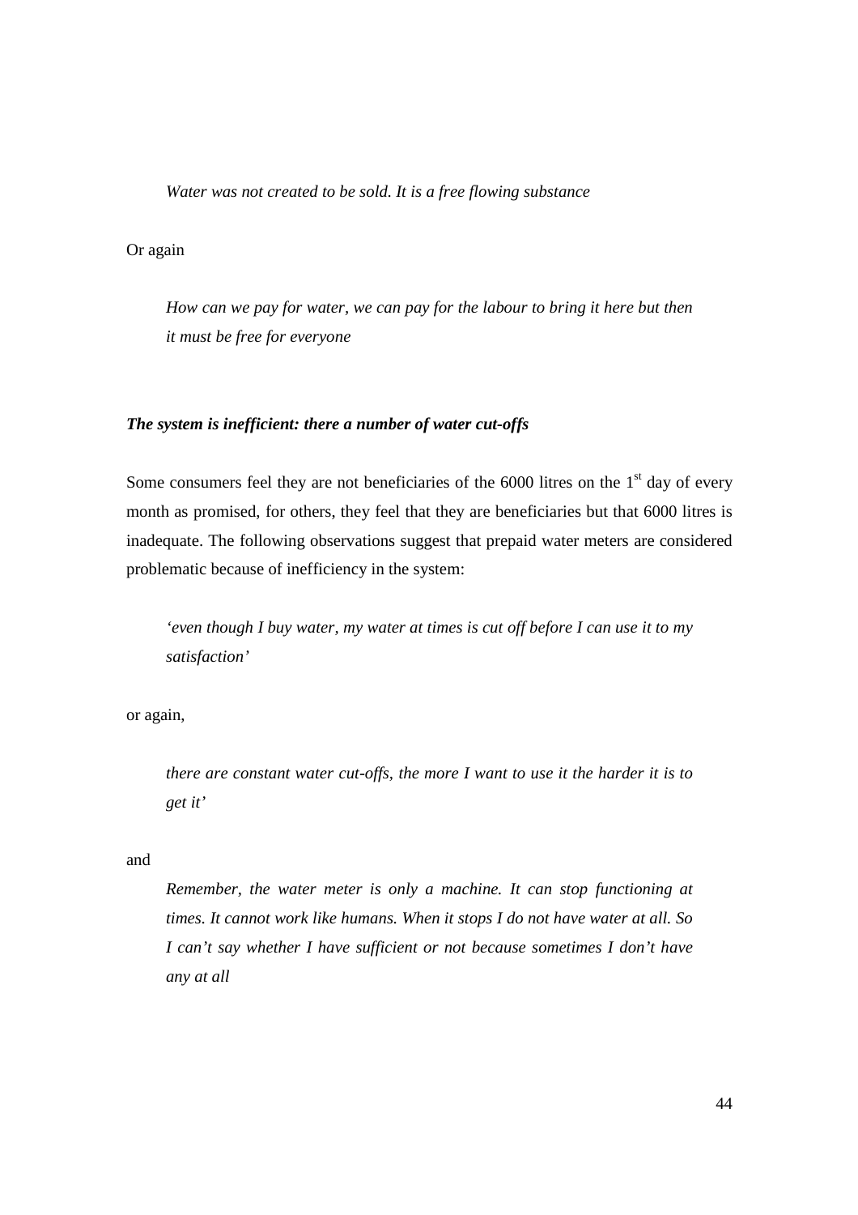*Water was not created to be sold. It is a free flowing substance*

Or again

*How can we pay for water, we can pay for the labour to bring it here but then it must be free for everyone*

***The system is inefficient: there a number of water cut-offs***

Some consumers feel they are not beneficiaries of the 6000 litres on the 1st day of every month as promised, for others, they feel that they are beneficiaries but that 6000 litres is inadequate. The following observations suggest that prepaid water meters are considered problematic because of inefficiency in the system:

*'even though I buy water, my water at times is cut off before I can use it to my satisfaction'*

or again,

*there are constant water cut-offs, the more I want to use it the harder it is to get it'*

and

*Remember, the water meter is only a machine. It can stop functioning at times. It cannot work like humans. When it stops I do not have water at all. So I can't say whether I have sufficient or not because sometimes I don't have any at all*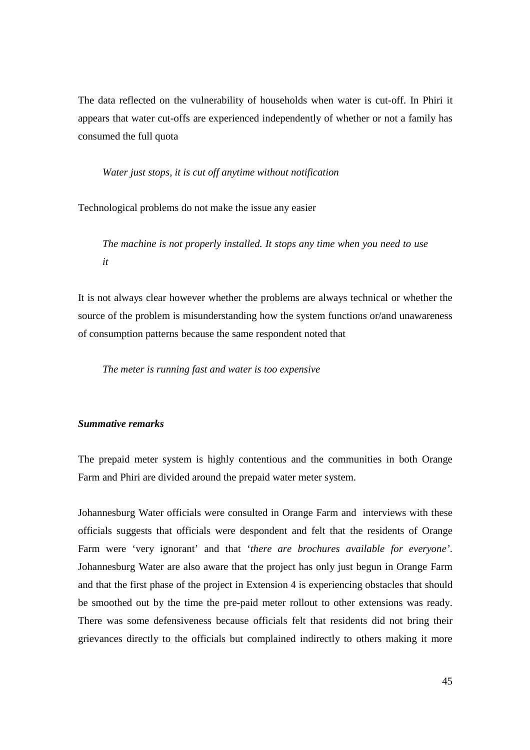The data reflected on the vulnerability of households when water is cut-off. In Phiri it appears that water cut-offs are experienced independently of whether or not a family has consumed the full quota

> *Water just stops, it is cut off anytime without notification*

Technological problems do not make the issue any easier

> *The machine is not properly installed. It stops any time when you need to use it*

It is not always clear however whether the problems are always technical or whether the source of the problem is misunderstanding how the system functions or/and unawareness of consumption patterns because the same respondent noted that

> *The meter is running fast and water is too expensive*

***Summative remarks***

The prepaid meter system is highly contentious and the communities in both Orange Farm and Phiri are divided around the prepaid water meter system.

Johannesburg Water officials were consulted in Orange Farm and interviews with these officials suggests that officials were despondent and felt that the residents of Orange Farm were 'very ignorant' and that '*there are brochures available for everyone*'. Johannesburg Water are also aware that the project has only just begun in Orange Farm and that the first phase of the project in Extension 4 is experiencing obstacles that should be smoothed out by the time the pre-paid meter rollout to other extensions was ready. There was some defensiveness because officials felt that residents did not bring their grievances directly to the officials but complained indirectly to others making it more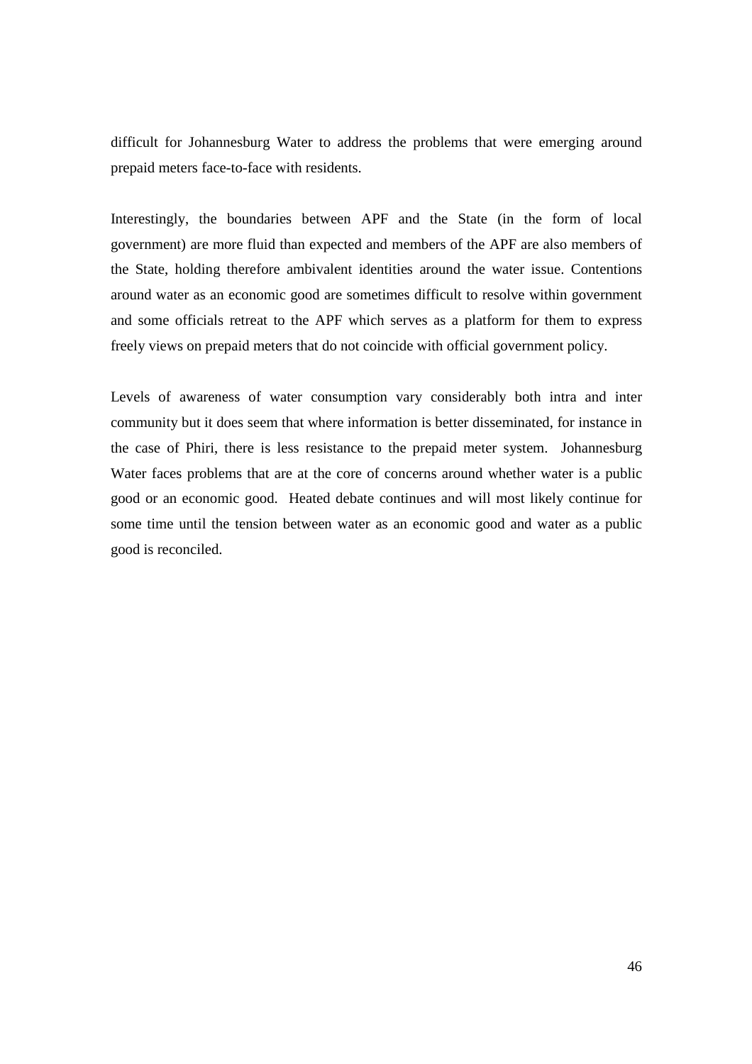difficult for Johannesburg Water to address the problems that were emerging around prepaid meters face-to-face with residents.

Interestingly, the boundaries between APF and the State (in the form of local government) are more fluid than expected and members of the APF are also members of the State, holding therefore ambivalent identities around the water issue. Contentions around water as an economic good are sometimes difficult to resolve within government and some officials retreat to the APF which serves as a platform for them to express freely views on prepaid meters that do not coincide with official government policy.

Levels of awareness of water consumption vary considerably both intra and inter community but it does seem that where information is better disseminated, for instance in the case of Phiri, there is less resistance to the prepaid meter system. Johannesburg Water faces problems that are at the core of concerns around whether water is a public good or an economic good. Heated debate continues and will most likely continue for some time until the tension between water as an economic good and water as a public good is reconciled.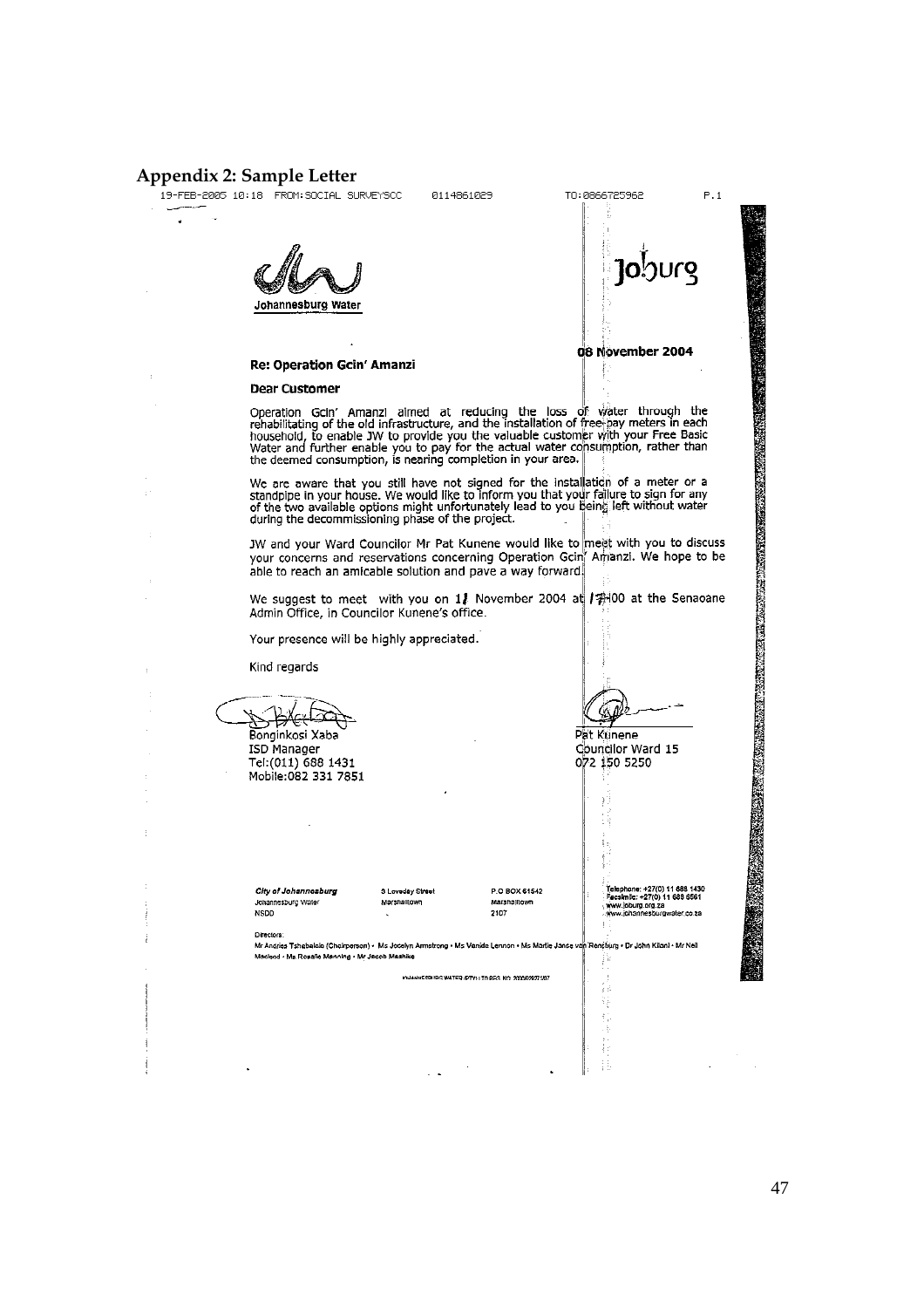## Appendix 2: Sample Letter

19-FEB-2005 10:18 FROM:SOCIAL SURVEYSCC 0114861029 TO:0866725962 P.1

Johannesburg Water

Joburg

08 November 2004

**Re: Operation Gcin' Amanzi**

**Dear Customer**

Operation Gcin' Amanzi aimed at reducing the loss of water through the rehabilitating of the old infrastructure, and the installation of free-pay meters in each household, to enable JW to provide you the valuable customer with your Free Basic Water and further enable you to pay for the actual water consumption, rather than the deemed consumption, is nearing completion in your area.

We are aware that you still have not signed for the installation of a meter or a standpipe in your house. We would like to inform you that your failure to sign for any of the two available options might unfortunately lead to you being left without water during the decommissioning phase of the project.

JW and your Ward Councilor Mr Pat Kunene would like to meet with you to discuss your concerns and reservations concerning Operation Gcin' Amanzi. We hope to be able to reach an amicable solution and pave a way forward.

We suggest to meet with you on 11 November 2004 at 17H00 at the Senaoane Admin Office, in Councilor Kunene's office.

Your presence will be highly appreciated.

Kind regards

Bonginkosi Xaba
ISD Manager
Tel:(011) 688 1431
Mobile:082 331 7851

Pat Kunene
Councilor Ward 15
072 150 5250

*City of Johannesburg*
Johannesburg Water
NSDD

3 Loveday Street
Marshalltown

P.O BOX 61542
Marshalltown
2107

Telephone: +27(0) 11 688 1430
Facsimile: +27(0) 11 688 6561
www.joburg.org.za
www.johannesburgwater.co.za

Directors:
Mr Andries Tshabalala (Chairperson) • Ms Jocelyn Armstrong • Ms Vanida Lennon • Ms Martie Janse van Rensburg • Dr John Kitoni • Mr Neil Macleod • Ms Rosalie Manning • Mr Jacob Mashike

JOHANNESBURG WATER (PTY) LTD REG. NO. 2000/029271/07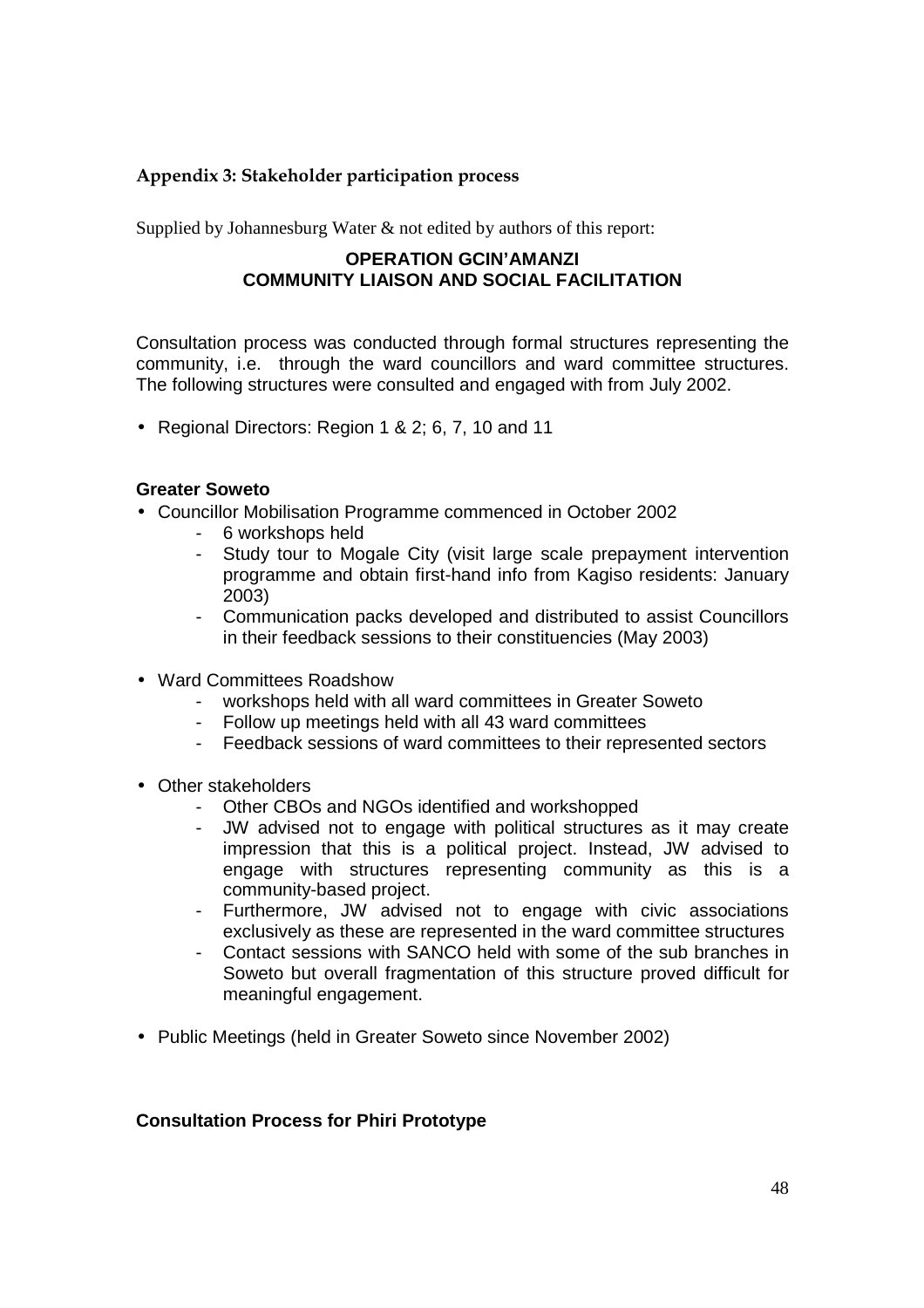## Appendix 3: Stakeholder participation process

Supplied by Johannesburg Water & not edited by authors of this report:

**OPERATION GCIN'AMANZI**
**COMMUNITY LIAISON AND SOCIAL FACILITATION**

Consultation process was conducted through formal structures representing the community, i.e. through the ward councillors and ward committee structures. The following structures were consulted and engaged with from July 2002.

- Regional Directors: Region 1 & 2; 6, 7, 10 and 11

**Greater Soweto**

- Councillor Mobilisation Programme commenced in October 2002
  - 6 workshops held
  - Study tour to Mogale City (visit large scale prepayment intervention programme and obtain first-hand info from Kagiso residents: January 2003)
  - Communication packs developed and distributed to assist Councillors in their feedback sessions to their constituencies (May 2003)

- Ward Committees Roadshow
  - workshops held with all ward committees in Greater Soweto
  - Follow up meetings held with all 43 ward committees
  - Feedback sessions of ward committees to their represented sectors

- Other stakeholders
  - Other CBOs and NGOs identified and workshopped
  - JW advised not to engage with political structures as it may create impression that this is a political project. Instead, JW advised to engage with structures representing community as this is a community-based project.
  - Furthermore, JW advised not to engage with civic associations exclusively as these are represented in the ward committee structures
  - Contact sessions with SANCO held with some of the sub branches in Soweto but overall fragmentation of this structure proved difficult for meaningful engagement.

- Public Meetings (held in Greater Soweto since November 2002)

**Consultation Process for Phiri Prototype**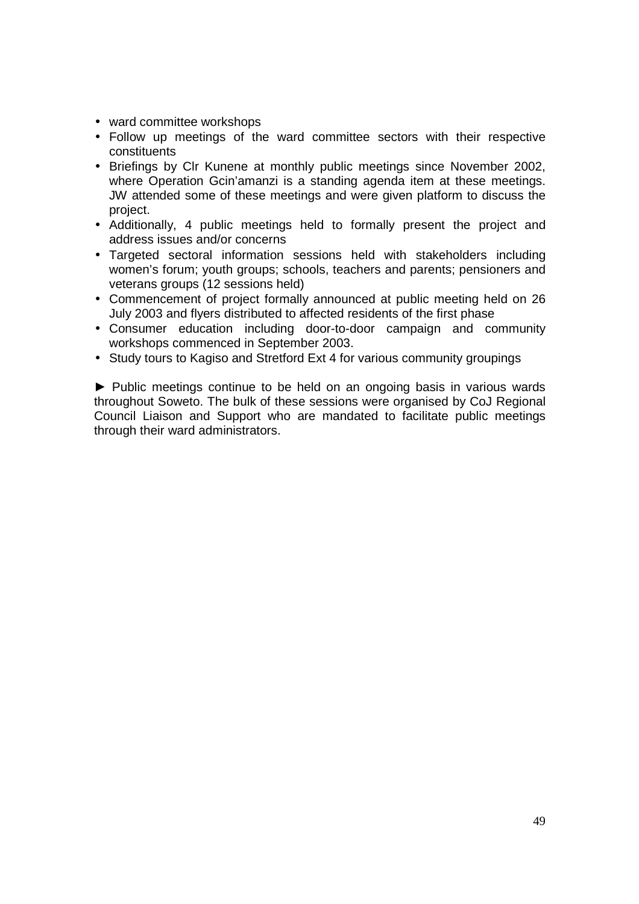- ward committee workshops
- Follow up meetings of the ward committee sectors with their respective constituents
- Briefings by Clr Kunene at monthly public meetings since November 2002, where Operation Gcin'amanzi is a standing agenda item at these meetings. JW attended some of these meetings and were given platform to discuss the project.
- Additionally, 4 public meetings held to formally present the project and address issues and/or concerns
- Targeted sectoral information sessions held with stakeholders including women's forum; youth groups; schools, teachers and parents; pensioners and veterans groups (12 sessions held)
- Commencement of project formally announced at public meeting held on 26 July 2003 and flyers distributed to affected residents of the first phase
- Consumer education including door-to-door campaign and community workshops commenced in September 2003.
- Study tours to Kagiso and Stretford Ext 4 for various community groupings

► Public meetings continue to be held on an ongoing basis in various wards throughout Soweto. The bulk of these sessions were organised by CoJ Regional Council Liaison and Support who are mandated to facilitate public meetings through their ward administrators.